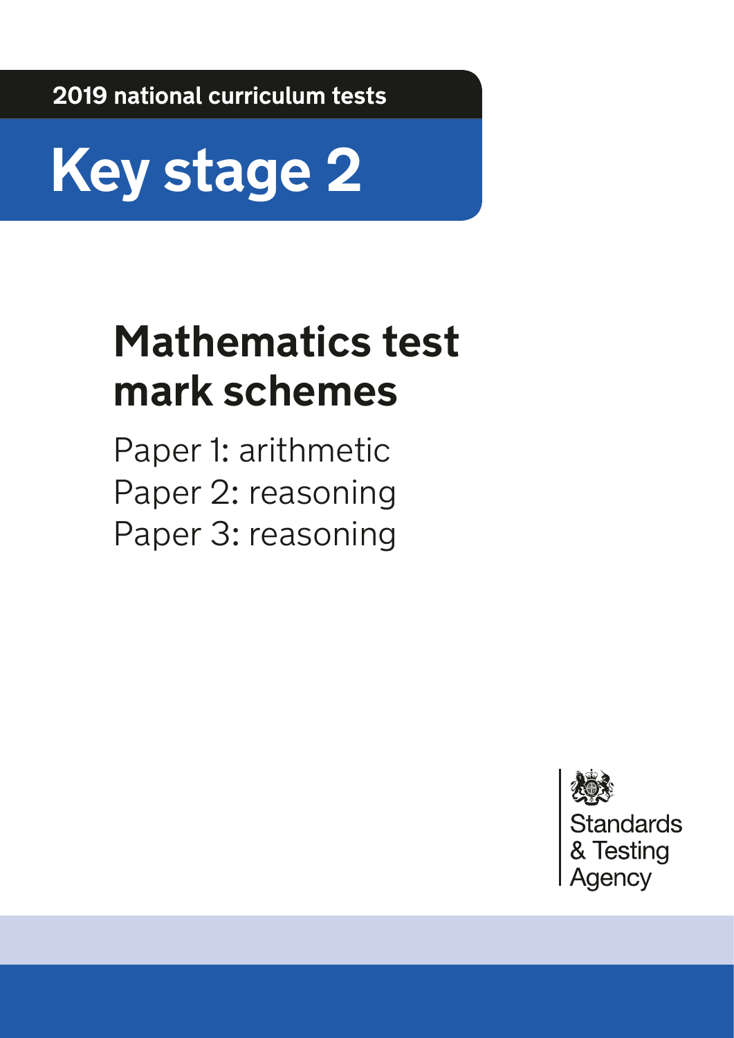2019 national curriculum tests

# Key stage 2

## Mathematics test mark schemes

Paper 1: arithmetic
Paper 2: reasoning
Paper 3: reasoning

Standards & Testing Agency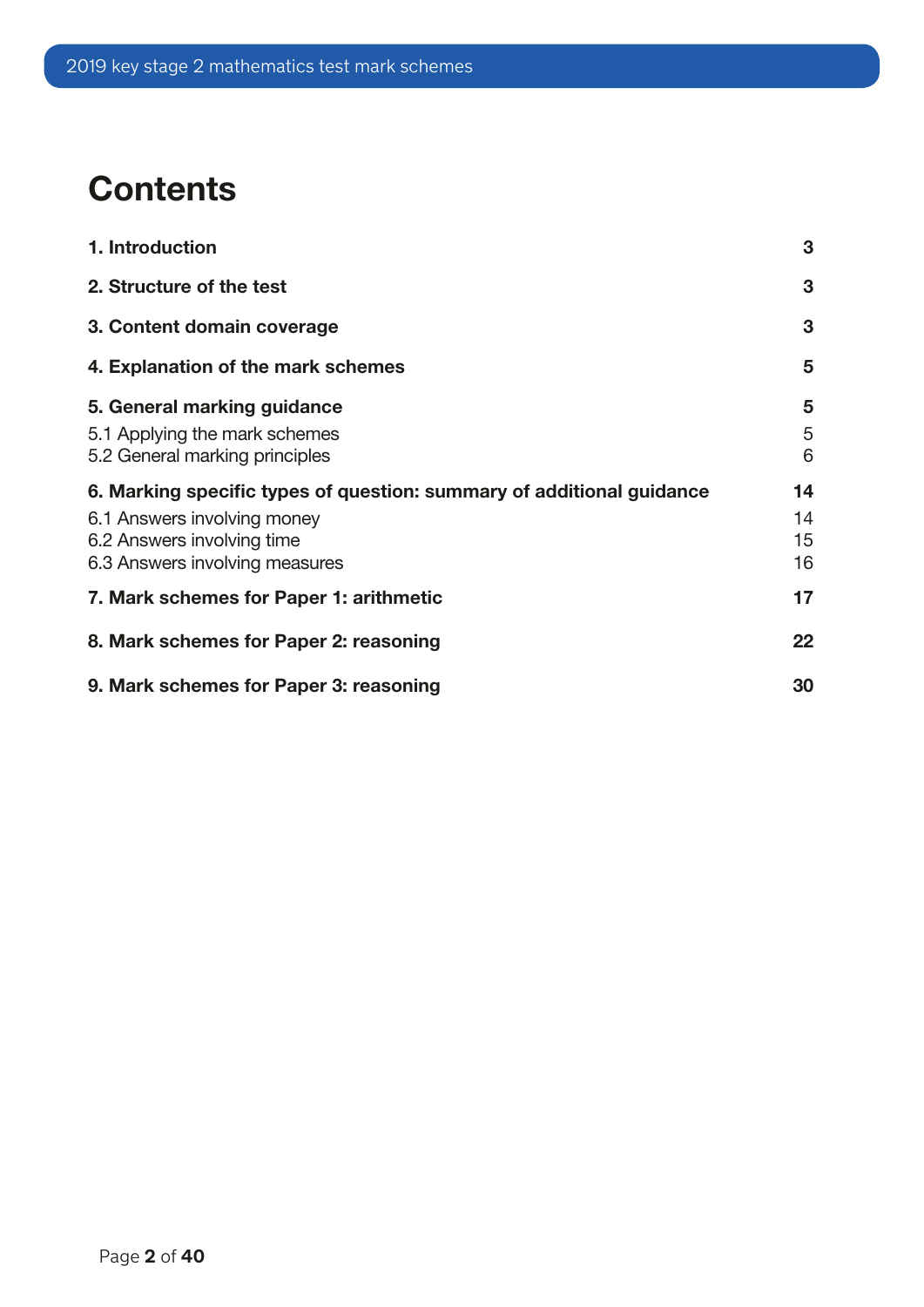# Contents

| | |
|---|---|
| **1. Introduction** | **3** |
| **2. Structure of the test** | **3** |
| **3. Content domain coverage** | **3** |
| **4. Explanation of the mark schemes** | **5** |
| **5. General marking guidance** | **5** |
| 5.1 Applying the mark schemes | 5 |
| 5.2 General marking principles | 6 |
| **6. Marking specific types of question: summary of additional guidance** | **14** |
| 6.1 Answers involving money | 14 |
| 6.2 Answers involving time | 15 |
| 6.3 Answers involving measures | 16 |
| **7. Mark schemes for Paper 1: arithmetic** | **17** |
| **8. Mark schemes for Paper 2: reasoning** | **22** |
| **9. Mark schemes for Paper 3: reasoning** | **30** |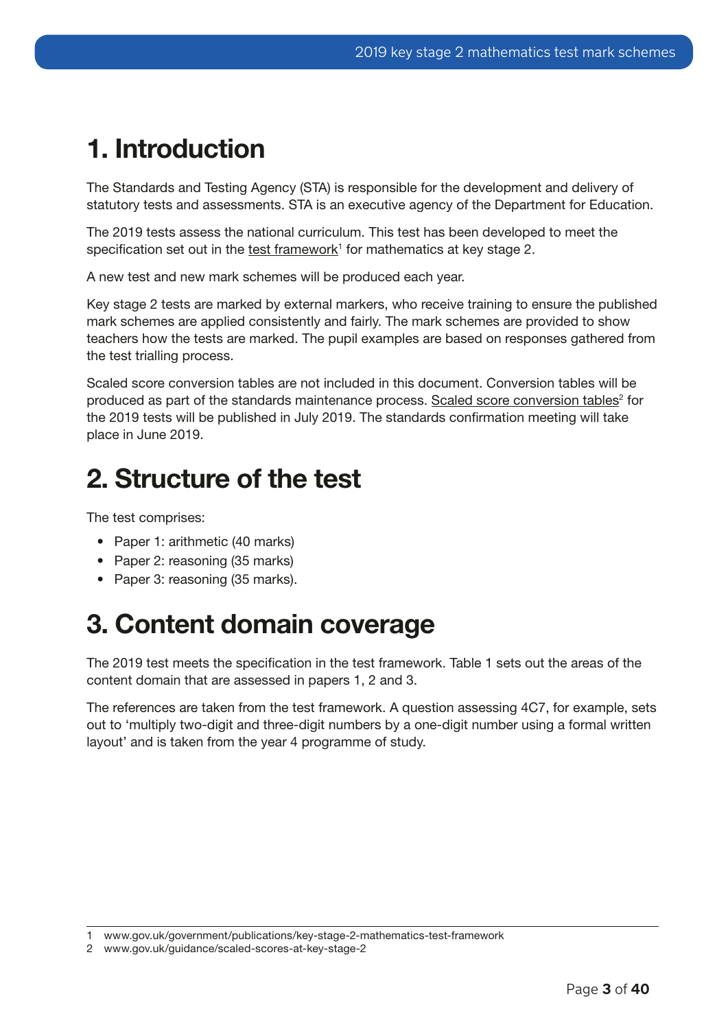# 1. Introduction

The Standards and Testing Agency (STA) is responsible for the development and delivery of statutory tests and assessments. STA is an executive agency of the Department for Education.

The 2019 tests assess the national curriculum. This test has been developed to meet the specification set out in the test framework[1] for mathematics at key stage 2.

A new test and new mark schemes will be produced each year.

Key stage 2 tests are marked by external markers, who receive training to ensure the published mark schemes are applied consistently and fairly. The mark schemes are provided to show teachers how the tests are marked. The pupil examples are based on responses gathered from the test trialling process.

Scaled score conversion tables are not included in this document. Conversion tables will be produced as part of the standards maintenance process. Scaled score conversion tables[2] for the 2019 tests will be published in July 2019. The standards confirmation meeting will take place in June 2019.

# 2. Structure of the test

The test comprises:

- Paper 1: arithmetic (40 marks)
- Paper 2: reasoning (35 marks)
- Paper 3: reasoning (35 marks).

# 3. Content domain coverage

The 2019 test meets the specification in the test framework. Table 1 sets out the areas of the content domain that are assessed in papers 1, 2 and 3.

The references are taken from the test framework. A question assessing 4C7, for example, sets out to 'multiply two-digit and three-digit numbers by a one-digit number using a formal written layout' and is taken from the year 4 programme of study.

---

1 www.gov.uk/government/publications/key-stage-2-mathematics-test-framework

2 www.gov.uk/guidance/scaled-scores-at-key-stage-2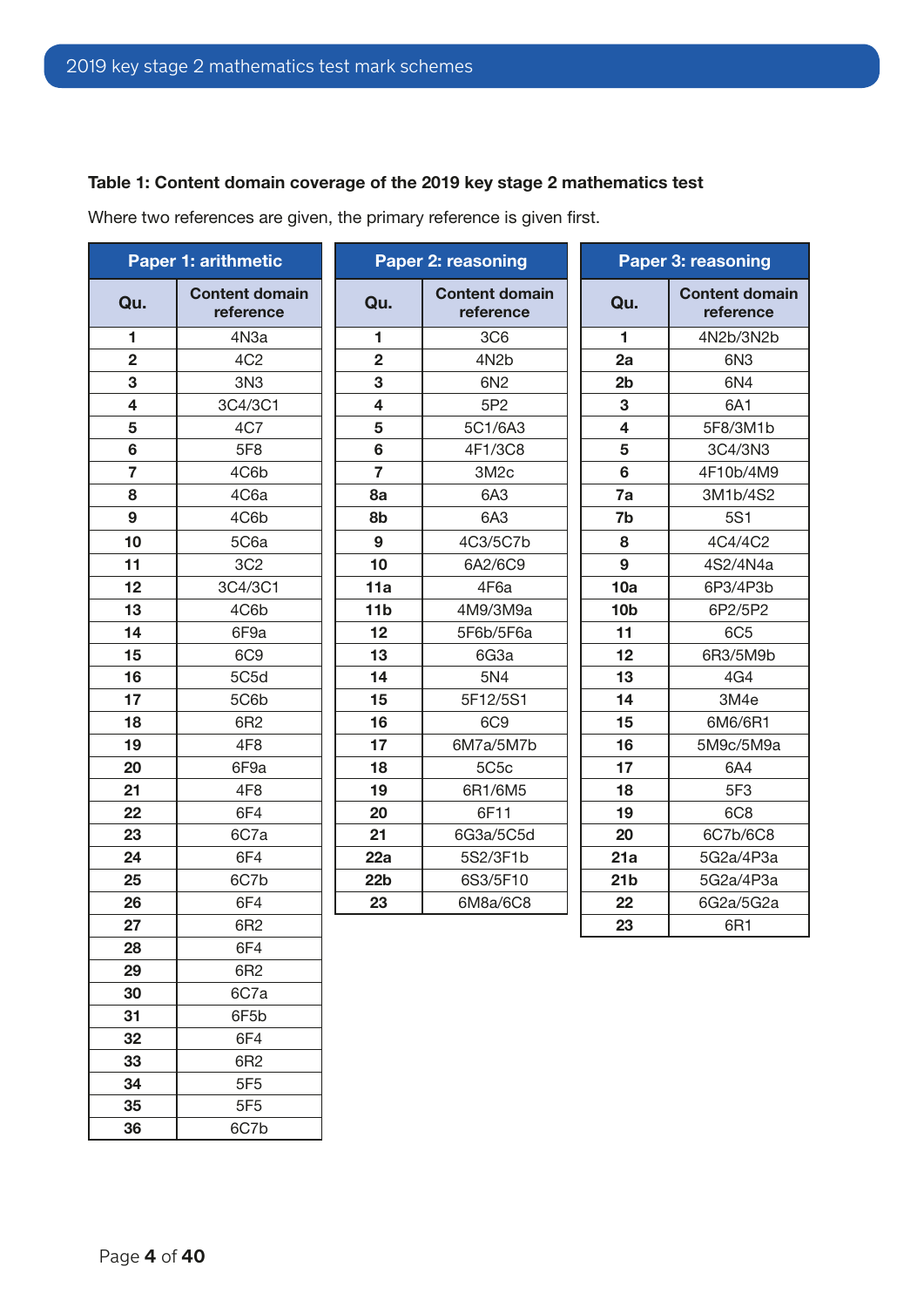**Table 1: Content domain coverage of the 2019 key stage 2 mathematics test**

Where two references are given, the primary reference is given first.

| Paper 1: arithmetic | |
|---|---|
| **Qu.** | **Content domain reference** |
| **1** | 4N3a |
| **2** | 4C2 |
| **3** | 3N3 |
| **4** | 3C4/3C1 |
| **5** | 4C7 |
| **6** | 5F8 |
| **7** | 4C6b |
| **8** | 4C6a |
| **9** | 4C6b |
| **10** | 5C6a |
| **11** | 3C2 |
| **12** | 3C4/3C1 |
| **13** | 4C6b |
| **14** | 6F9a |
| **15** | 6C9 |
| **16** | 5C5d |
| **17** | 5C6b |
| **18** | 6R2 |
| **19** | 4F8 |
| **20** | 6F9a |
| **21** | 4F8 |
| **22** | 6F4 |
| **23** | 6C7a |
| **24** | 6F4 |
| **25** | 6C7b |
| **26** | 6F4 |
| **27** | 6R2 |
| **28** | 6F4 |
| **29** | 6R2 |
| **30** | 6C7a |
| **31** | 6F5b |
| **32** | 6F4 |
| **33** | 6R2 |
| **34** | 5F5 |
| **35** | 5F5 |
| **36** | 6C7b |

| Paper 2: reasoning | |
|---|---|
| **Qu.** | **Content domain reference** |
| **1** | 3C6 |
| **2** | 4N2b |
| **3** | 6N2 |
| **4** | 5P2 |
| **5** | 5C1/6A3 |
| **6** | 4F1/3C8 |
| **7** | 3M2c |
| **8a** | 6A3 |
| **8b** | 6A3 |
| **9** | 4C3/5C7b |
| **10** | 6A2/6C9 |
| **11a** | 4F6a |
| **11b** | 4M9/3M9a |
| **12** | 5F6b/5F6a |
| **13** | 6G3a |
| **14** | 5N4 |
| **15** | 5F12/5S1 |
| **16** | 6C9 |
| **17** | 6M7a/5M7b |
| **18** | 5C5c |
| **19** | 6R1/6M5 |
| **20** | 6F11 |
| **21** | 6G3a/5C5d |
| **22a** | 5S2/3F1b |
| **22b** | 6S3/5F10 |
| **23** | 6M8a/6C8 |

| Paper 3: reasoning | |
|---|---|
| **Qu.** | **Content domain reference** |
| **1** | 4N2b/3N2b |
| **2a** | 6N3 |
| **2b** | 6N4 |
| **3** | 6A1 |
| **4** | 5F8/3M1b |
| **5** | 3C4/3N3 |
| **6** | 4F10b/4M9 |
| **7a** | 3M1b/4S2 |
| **7b** | 5S1 |
| **8** | 4C4/4C2 |
| **9** | 4S2/4N4a |
| **10a** | 6P3/4P3b |
| **10b** | 6P2/5P2 |
| **11** | 6C5 |
| **12** | 6R3/5M9b |
| **13** | 4G4 |
| **14** | 3M4e |
| **15** | 6M6/6R1 |
| **16** | 5M9c/5M9a |
| **17** | 6A4 |
| **18** | 5F3 |
| **19** | 6C8 |
| **20** | 6C7b/6C8 |
| **21a** | 5G2a/4P3a |
| **21b** | 5G2a/4P3a |
| **22** | 6G2a/5G2a |
| **23** | 6R1 |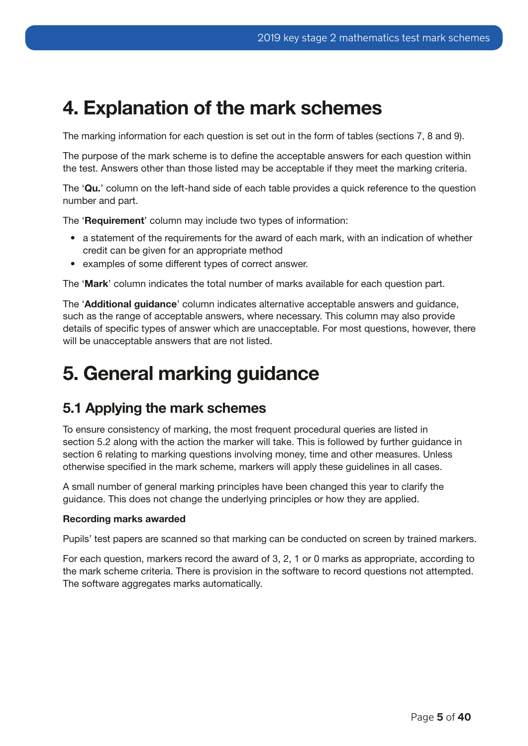# 4. Explanation of the mark schemes

The marking information for each question is set out in the form of tables (sections 7, 8 and 9).

The purpose of the mark scheme is to define the acceptable answers for each question within the test. Answers other than those listed may be acceptable if they meet the marking criteria.

The '**Qu.**' column on the left-hand side of each table provides a quick reference to the question number and part.

The '**Requirement**' column may include two types of information:

- a statement of the requirements for the award of each mark, with an indication of whether credit can be given for an appropriate method
- examples of some different types of correct answer.

The '**Mark**' column indicates the total number of marks available for each question part.

The '**Additional guidance**' column indicates alternative acceptable answers and guidance, such as the range of acceptable answers, where necessary. This column may also provide details of specific types of answer which are unacceptable. For most questions, however, there will be unacceptable answers that are not listed.

# 5. General marking guidance

## 5.1 Applying the mark schemes

To ensure consistency of marking, the most frequent procedural queries are listed in section 5.2 along with the action the marker will take. This is followed by further guidance in section 6 relating to marking questions involving money, time and other measures. Unless otherwise specified in the mark scheme, markers will apply these guidelines in all cases.

A small number of general marking principles have been changed this year to clarify the guidance. This does not change the underlying principles or how they are applied.

**Recording marks awarded**

Pupils' test papers are scanned so that marking can be conducted on screen by trained markers.

For each question, markers record the award of 3, 2, 1 or 0 marks as appropriate, according to the mark scheme criteria. There is provision in the software to record questions not attempted. The software aggregates marks automatically.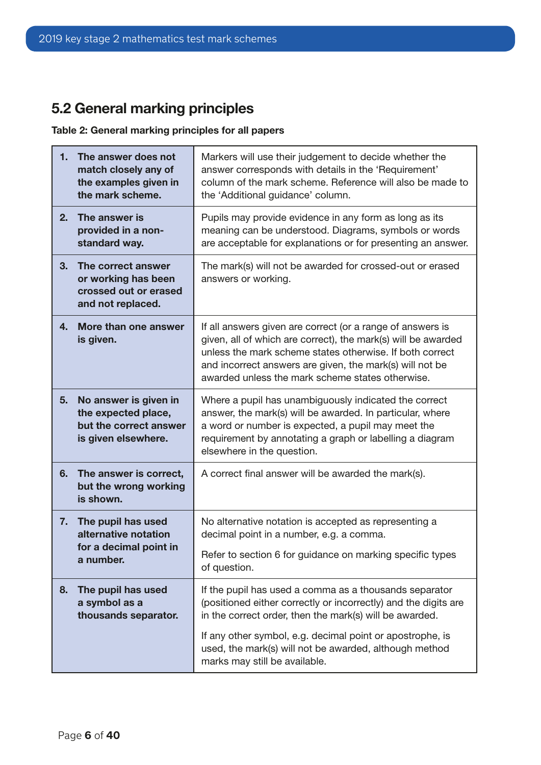## 5.2 General marking principles

**Table 2: General marking principles for all papers**

| | |
|---|---|
| **1. The answer does not match closely any of the examples given in the mark scheme.** | Markers will use their judgement to decide whether the answer corresponds with details in the 'Requirement' column of the mark scheme. Reference will also be made to the 'Additional guidance' column. |
| **2. The answer is provided in a non-standard way.** | Pupils may provide evidence in any form as long as its meaning can be understood. Diagrams, symbols or words are acceptable for explanations or for presenting an answer. |
| **3. The correct answer or working has been crossed out or erased and not replaced.** | The mark(s) will not be awarded for crossed-out or erased answers or working. |
| **4. More than one answer is given.** | If all answers given are correct (or a range of answers is given, all of which are correct), the mark(s) will be awarded unless the mark scheme states otherwise. If both correct and incorrect answers are given, the mark(s) will not be awarded unless the mark scheme states otherwise. |
| **5. No answer is given in the expected place, but the correct answer is given elsewhere.** | Where a pupil has unambiguously indicated the correct answer, the mark(s) will be awarded. In particular, where a word or number is expected, a pupil may meet the requirement by annotating a graph or labelling a diagram elsewhere in the question. |
| **6. The answer is correct, but the wrong working is shown.** | A correct final answer will be awarded the mark(s). |
| **7. The pupil has used alternative notation for a decimal point in a number.** | No alternative notation is accepted as representing a decimal point in a number, e.g. a comma.<br><br>Refer to section 6 for guidance on marking specific types of question. |
| **8. The pupil has used a symbol as a thousands separator.** | If the pupil has used a comma as a thousands separator (positioned either correctly or incorrectly) and the digits are in the correct order, then the mark(s) will be awarded.<br><br>If any other symbol, e.g. decimal point or apostrophe, is used, the mark(s) will not be awarded, although method marks may still be available. |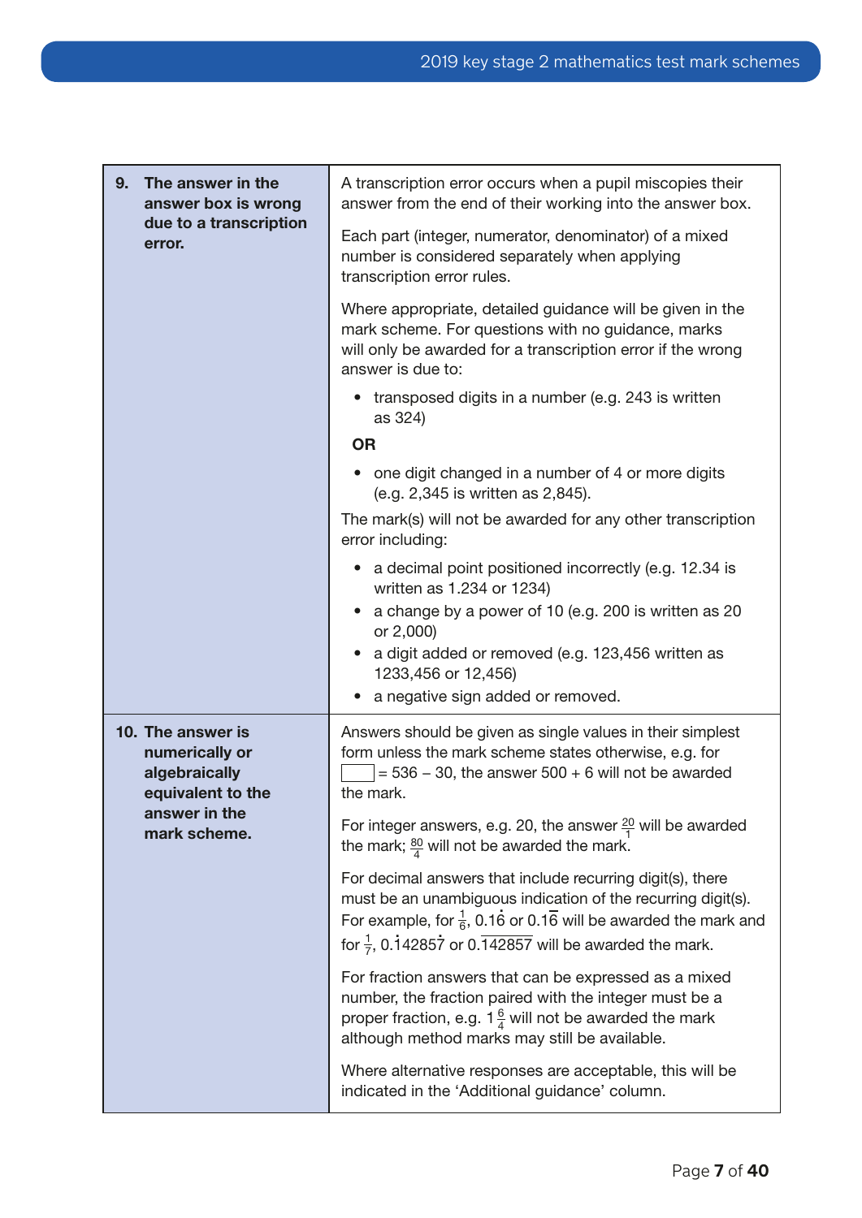| | |
|---|---|
| **9. The answer in the answer box is wrong due to a transcription error.** | A transcription error occurs when a pupil miscopies their answer from the end of their working into the answer box.<br><br>Each part (integer, numerator, denominator) of a mixed number is considered separately when applying transcription error rules.<br><br>Where appropriate, detailed guidance will be given in the mark scheme. For questions with no guidance, marks will only be awarded for a transcription error if the wrong answer is due to:<br><br>• transposed digits in a number (e.g. 243 is written as 324)<br><br>**OR**<br><br>• one digit changed in a number of 4 or more digits (e.g. 2,345 is written as 2,845).<br><br>The mark(s) will not be awarded for any other transcription error including:<br><br>• a decimal point positioned incorrectly (e.g. 12.34 is written as 1.234 or 1234)<br>• a change by a power of 10 (e.g. 200 is written as 20 or 2,000)<br>• a digit added or removed (e.g. 123,456 written as 1233,456 or 12,456)<br>• a negative sign added or removed. |
| **10. The answer is numerically or algebraically equivalent to the answer in the mark scheme.** | Answers should be given as single values in their simplest form unless the mark scheme states otherwise, e.g. for ☐ = 536 – 30, the answer 500 + 6 will not be awarded the mark.<br><br>For integer answers, e.g. 20, the answer $\frac{20}{1}$ will be awarded the mark; $\frac{80}{4}$ will not be awarded the mark.<br><br>For decimal answers that include recurring digit(s), there must be an unambiguous indication of the recurring digit(s). For example, for $\frac{1}{6}$, $0.1\dot{6}$ or $0.1\overline{6}$ will be awarded the mark and for $\frac{1}{7}$, $0.\dot{1}4285\dot{7}$ or $0.\overline{142857}$ will be awarded the mark.<br><br>For fraction answers that can be expressed as a mixed number, the fraction paired with the integer must be a proper fraction, e.g. $1\frac{6}{4}$ will not be awarded the mark although method marks may still be available.<br><br>Where alternative responses are acceptable, this will be indicated in the 'Additional guidance' column. |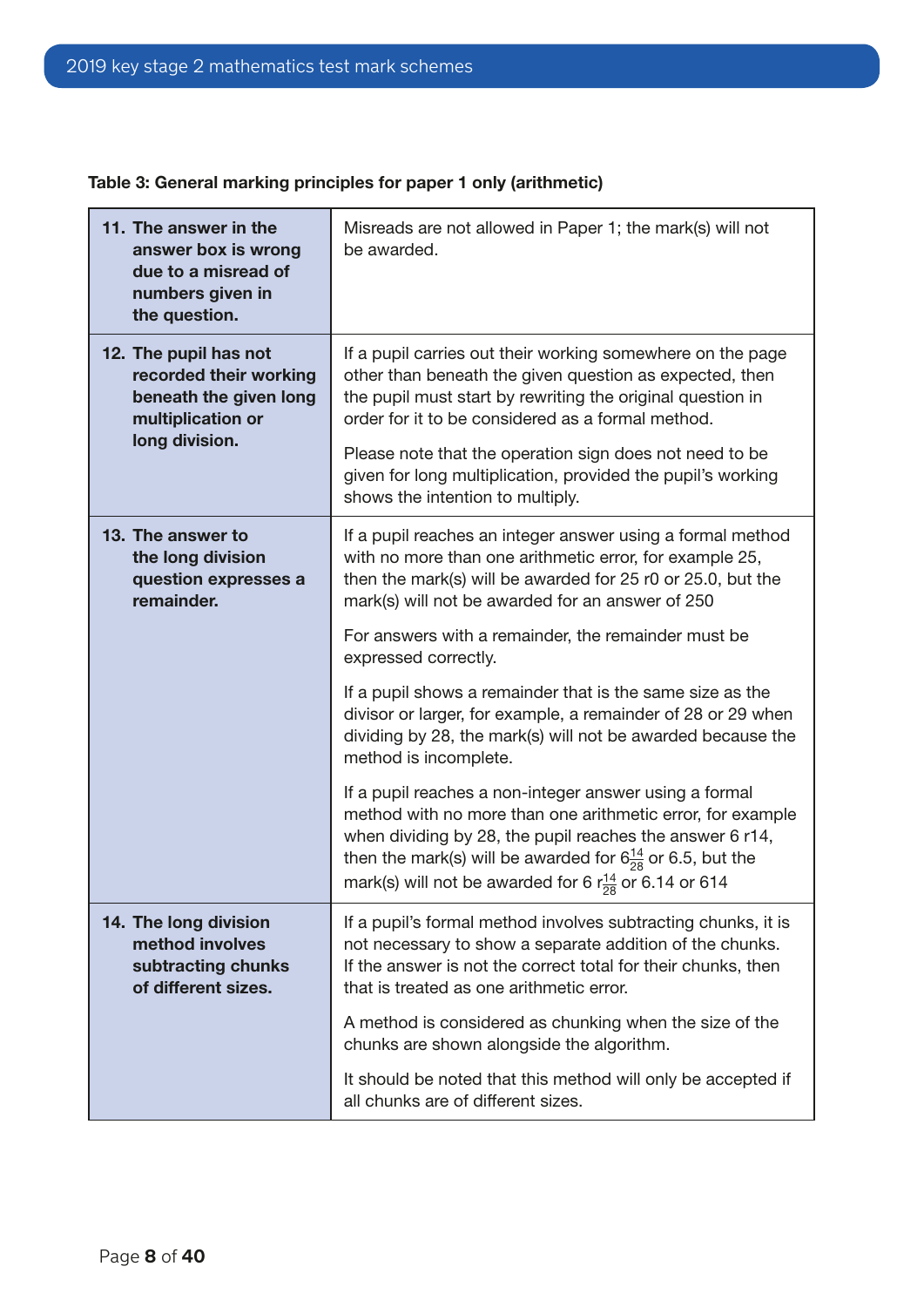**Table 3: General marking principles for paper 1 only (arithmetic)**

| | |
|---|---|
| **11. The answer in the answer box is wrong due to a misread of numbers given in the question.** | Misreads are not allowed in Paper 1; the mark(s) will not be awarded. |
| **12. The pupil has not recorded their working beneath the given long multiplication or long division.** | If a pupil carries out their working somewhere on the page other than beneath the given question as expected, then the pupil must start by rewriting the original question in order for it to be considered as a formal method.<br><br>Please note that the operation sign does not need to be given for long multiplication, provided the pupil's working shows the intention to multiply. |
| **13. The answer to the long division question expresses a remainder.** | If a pupil reaches an integer answer using a formal method with no more than one arithmetic error, for example 25, then the mark(s) will be awarded for 25 r0 or 25.0, but the mark(s) will not be awarded for an answer of 250<br><br>For answers with a remainder, the remainder must be expressed correctly.<br><br>If a pupil shows a remainder that is the same size as the divisor or larger, for example, a remainder of 28 or 29 when dividing by 28, the mark(s) will not be awarded because the method is incomplete.<br><br>If a pupil reaches a non-integer answer using a formal method with no more than one arithmetic error, for example when dividing by 28, the pupil reaches the answer 6 r14, then the mark(s) will be awarded for $6\frac{14}{28}$ or 6.5, but the mark(s) will not be awarded for 6 r$\frac{14}{28}$ or 6.14 or 614 |
| **14. The long division method involves subtracting chunks of different sizes.** | If a pupil's formal method involves subtracting chunks, it is not necessary to show a separate addition of the chunks. If the answer is not the correct total for their chunks, then that is treated as one arithmetic error.<br><br>A method is considered as chunking when the size of the chunks are shown alongside the algorithm.<br><br>It should be noted that this method will only be accepted if all chunks are of different sizes. |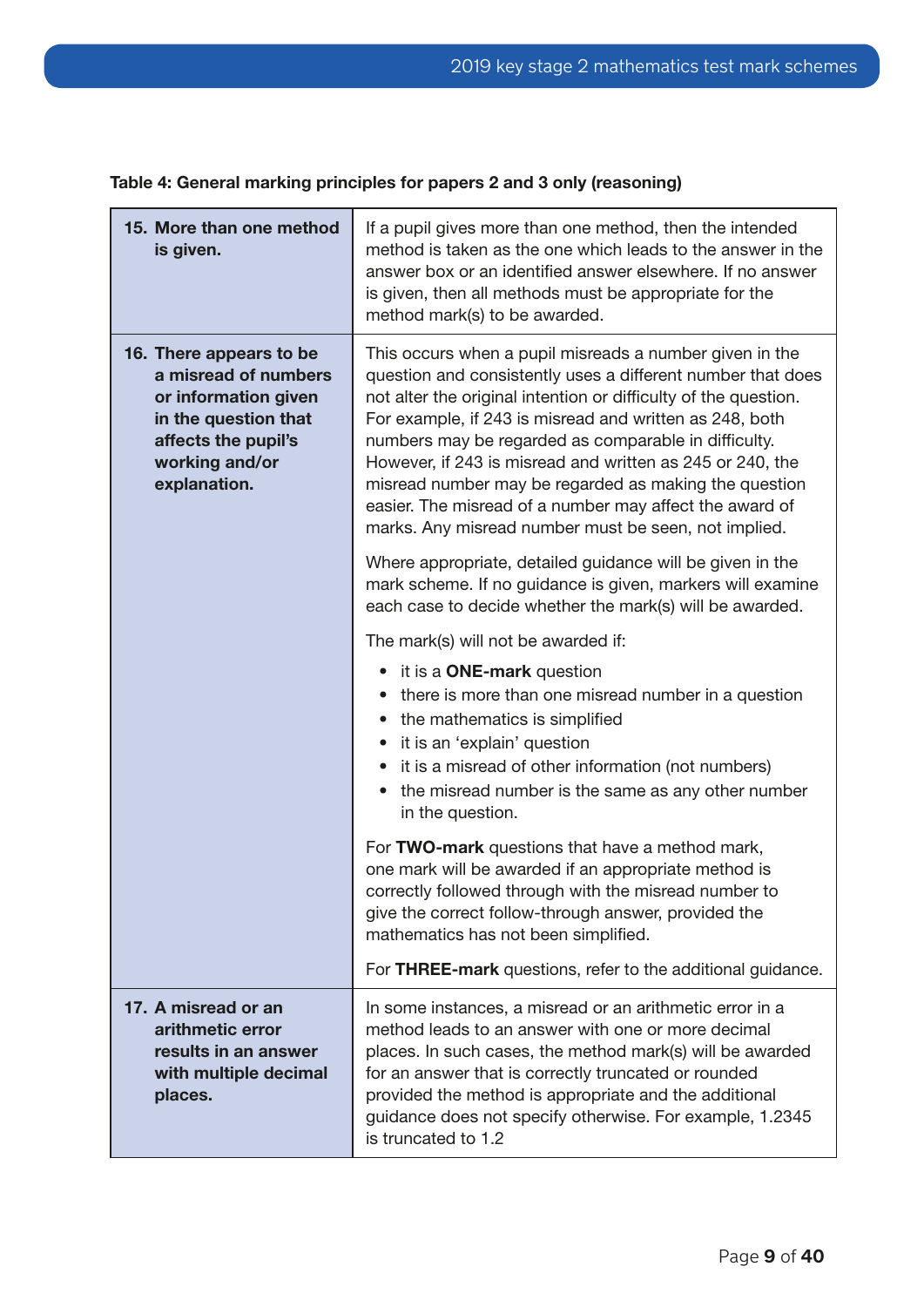**Table 4: General marking principles for papers 2 and 3 only (reasoning)**

| | |
|---|---|
| **15. More than one method is given.** | If a pupil gives more than one method, then the intended method is taken as the one which leads to the answer in the answer box or an identified answer elsewhere. If no answer is given, then all methods must be appropriate for the method mark(s) to be awarded. |
| **16. There appears to be a misread of numbers or information given in the question that affects the pupil's working and/or explanation.** | This occurs when a pupil misreads a number given in the question and consistently uses a different number that does not alter the original intention or difficulty of the question. For example, if 243 is misread and written as 248, both numbers may be regarded as comparable in difficulty. However, if 243 is misread and written as 245 or 240, the misread number may be regarded as making the question easier. The misread of a number may affect the award of marks. Any misread number must be seen, not implied.<br><br>Where appropriate, detailed guidance will be given in the mark scheme. If no guidance is given, markers will examine each case to decide whether the mark(s) will be awarded.<br><br>The mark(s) will not be awarded if:<br>• it is a **ONE-mark** question<br>• there is more than one misread number in a question<br>• the mathematics is simplified<br>• it is an 'explain' question<br>• it is a misread of other information (not numbers)<br>• the misread number is the same as any other number in the question.<br><br>For **TWO-mark** questions that have a method mark, one mark will be awarded if an appropriate method is correctly followed through with the misread number to give the correct follow-through answer, provided the mathematics has not been simplified.<br><br>For **THREE-mark** questions, refer to the additional guidance. |
| **17. A misread or an arithmetic error results in an answer with multiple decimal places.** | In some instances, a misread or an arithmetic error in a method leads to an answer with one or more decimal places. In such cases, the method mark(s) will be awarded for an answer that is correctly truncated or rounded provided the method is appropriate and the additional guidance does not specify otherwise. For example, 1.2345 is truncated to 1.2 |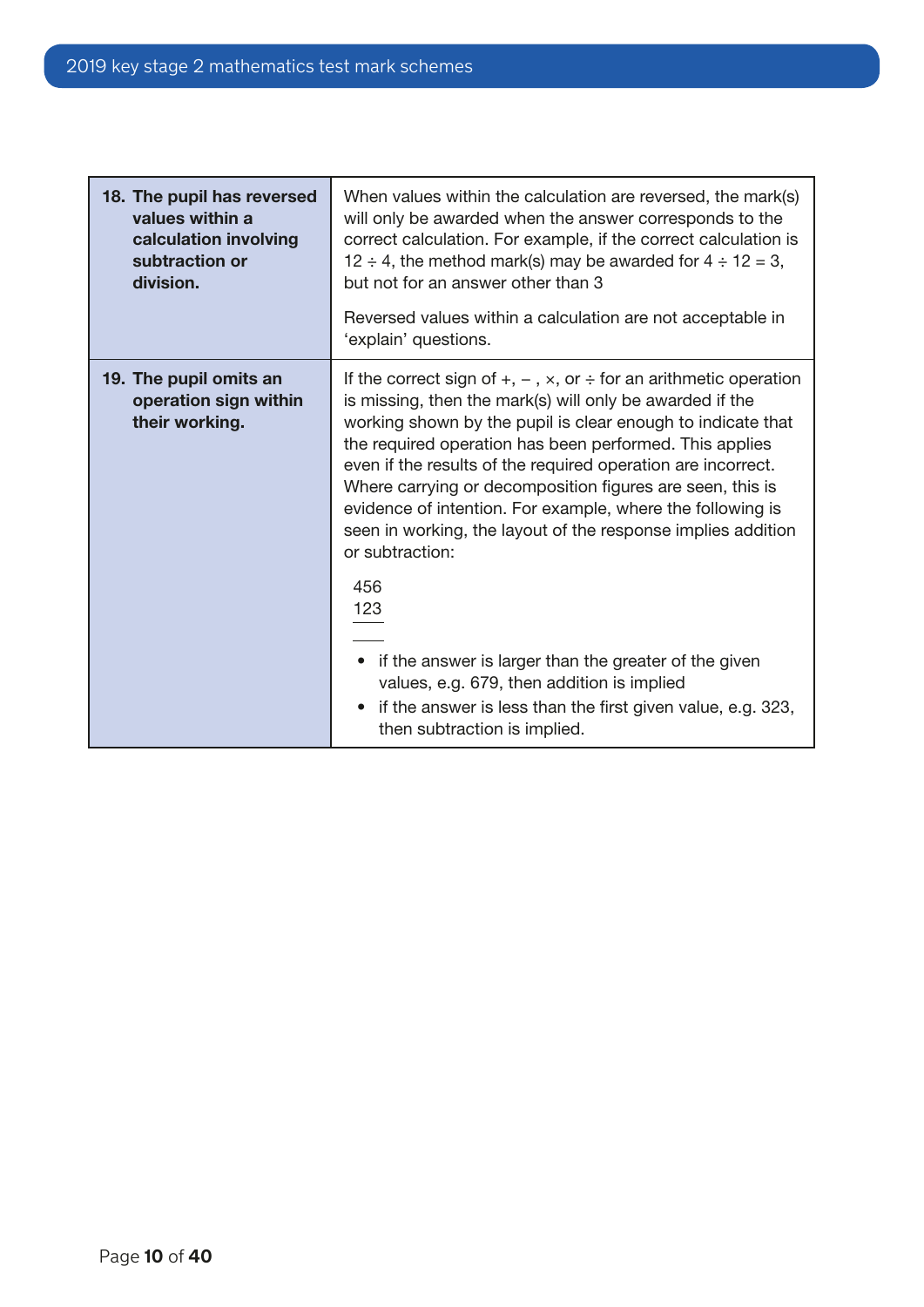| | |
|---|---|
| **18. The pupil has reversed values within a calculation involving subtraction or division.** | When values within the calculation are reversed, the mark(s) will only be awarded when the answer corresponds to the correct calculation. For example, if the correct calculation is $12 \div 4$, the method mark(s) may be awarded for $4 \div 12 = 3$, but not for an answer other than 3<br><br>Reversed values within a calculation are not acceptable in 'explain' questions. |
| **19. The pupil omits an operation sign within their working.** | If the correct sign of $+$, $-$, $\times$, or $\div$ for an arithmetic operation is missing, then the mark(s) will only be awarded if the working shown by the pupil is clear enough to indicate that the required operation has been performed. This applies even if the results of the required operation are incorrect. Where carrying or decomposition figures are seen, this is evidence of intention. For example, where the following is seen in working, the layout of the response implies addition or subtraction:<br><br>456<br>123<br>\_\_\_\_<br><br>• if the answer is larger than the greater of the given values, e.g. 679, then addition is implied<br>• if the answer is less than the first given value, e.g. 323, then subtraction is implied. |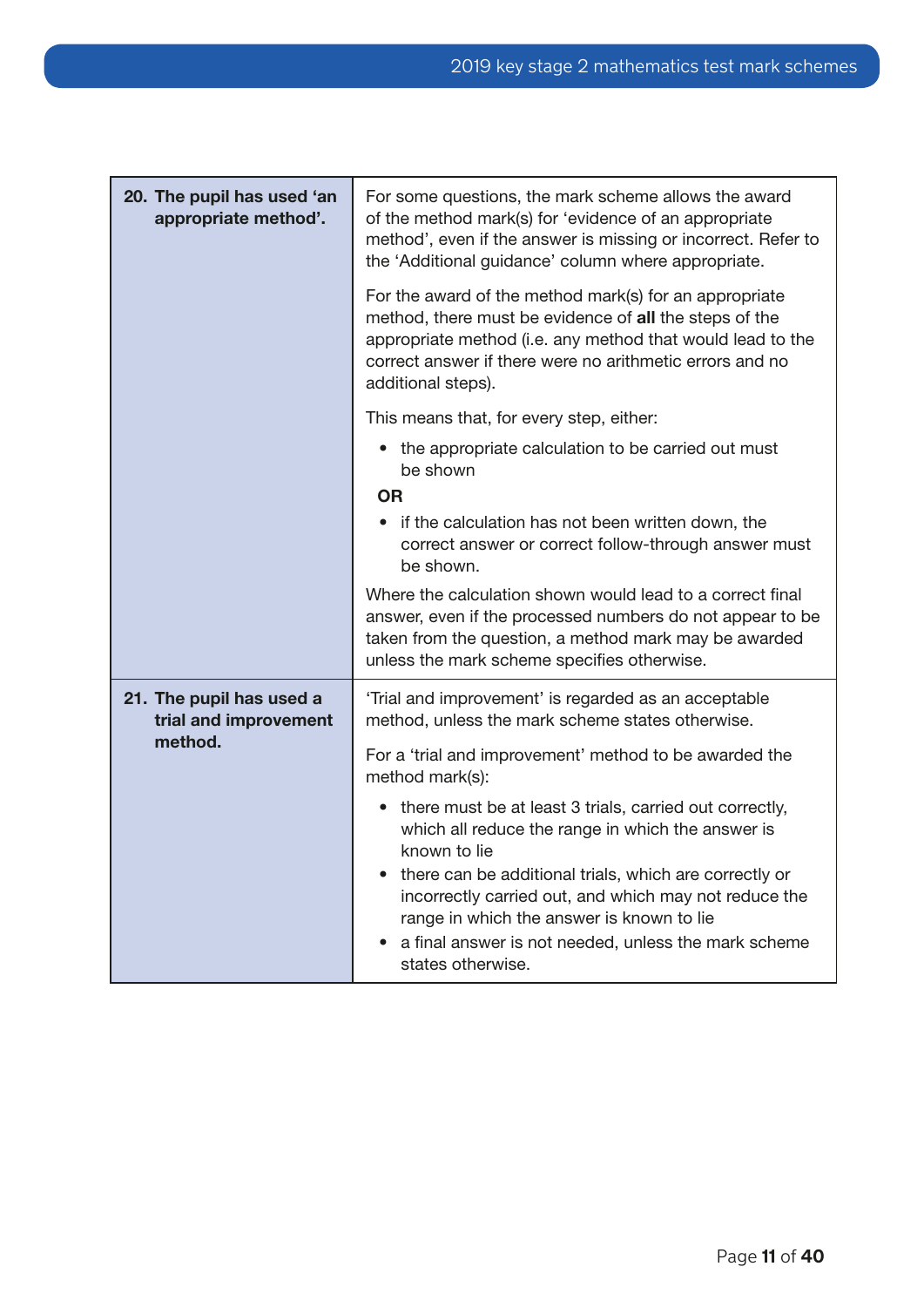| | |
|---|---|
| **20. The pupil has used 'an appropriate method'.** | For some questions, the mark scheme allows the award of the method mark(s) for 'evidence of an appropriate method', even if the answer is missing or incorrect. Refer to the 'Additional guidance' column where appropriate.<br><br>For the award of the method mark(s) for an appropriate method, there must be evidence of **all** the steps of the appropriate method (i.e. any method that would lead to the correct answer if there were no arithmetic errors and no additional steps).<br><br>This means that, for every step, either:<br>• the appropriate calculation to be carried out must be shown<br>**OR**<br>• if the calculation has not been written down, the correct answer or correct follow-through answer must be shown.<br><br>Where the calculation shown would lead to a correct final answer, even if the processed numbers do not appear to be taken from the question, a method mark may be awarded unless the mark scheme specifies otherwise. |
| **21. The pupil has used a trial and improvement method.** | 'Trial and improvement' is regarded as an acceptable method, unless the mark scheme states otherwise.<br><br>For a 'trial and improvement' method to be awarded the method mark(s):<br>• there must be at least 3 trials, carried out correctly, which all reduce the range in which the answer is known to lie<br>• there can be additional trials, which are correctly or incorrectly carried out, and which may not reduce the range in which the answer is known to lie<br>• a final answer is not needed, unless the mark scheme states otherwise. |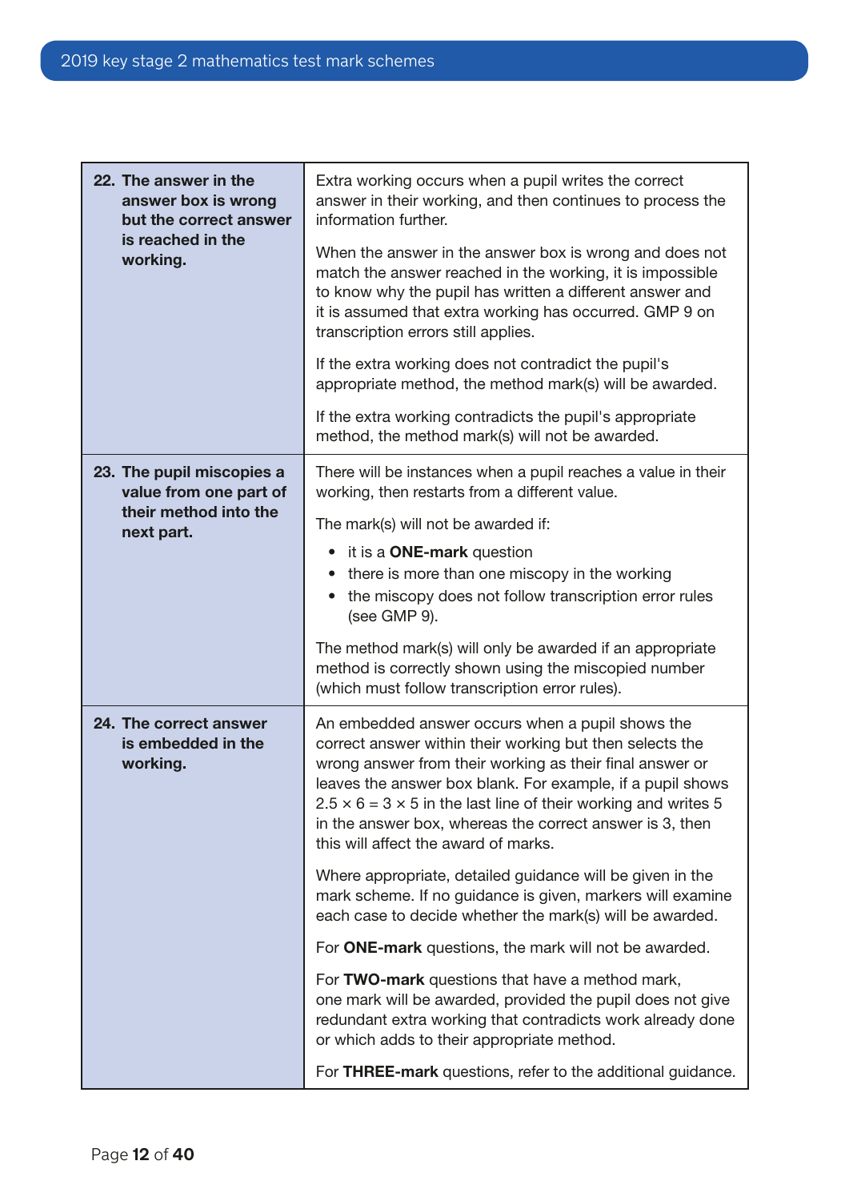| | |
|---|---|
| **22. The answer in the answer box is wrong but the correct answer is reached in the working.** | Extra working occurs when a pupil writes the correct answer in their working, and then continues to process the information further.<br><br>When the answer in the answer box is wrong and does not match the answer reached in the working, it is impossible to know why the pupil has written a different answer and it is assumed that extra working has occurred. GMP 9 on transcription errors still applies.<br><br>If the extra working does not contradict the pupil's appropriate method, the method mark(s) will be awarded.<br><br>If the extra working contradicts the pupil's appropriate method, the method mark(s) will not be awarded. |
| **23. The pupil miscopies a value from one part of their method into the next part.** | There will be instances when a pupil reaches a value in their working, then restarts from a different value.<br><br>The mark(s) will not be awarded if:<br>• it is a **ONE-mark** question<br>• there is more than one miscopy in the working<br>• the miscopy does not follow transcription error rules (see GMP 9).<br><br>The method mark(s) will only be awarded if an appropriate method is correctly shown using the miscopied number (which must follow transcription error rules). |
| **24. The correct answer is embedded in the working.** | An embedded answer occurs when a pupil shows the correct answer within their working but then selects the wrong answer from their working as their final answer or leaves the answer box blank. For example, if a pupil shows $2.5 \times 6 = 3 \times 5$ in the last line of their working and writes 5 in the answer box, whereas the correct answer is 3, then this will affect the award of marks.<br><br>Where appropriate, detailed guidance will be given in the mark scheme. If no guidance is given, markers will examine each case to decide whether the mark(s) will be awarded.<br><br>For **ONE-mark** questions, the mark will not be awarded.<br><br>For **TWO-mark** questions that have a method mark, one mark will be awarded, provided the pupil does not give redundant extra working that contradicts work already done or which adds to their appropriate method.<br><br>For **THREE-mark** questions, refer to the additional guidance. |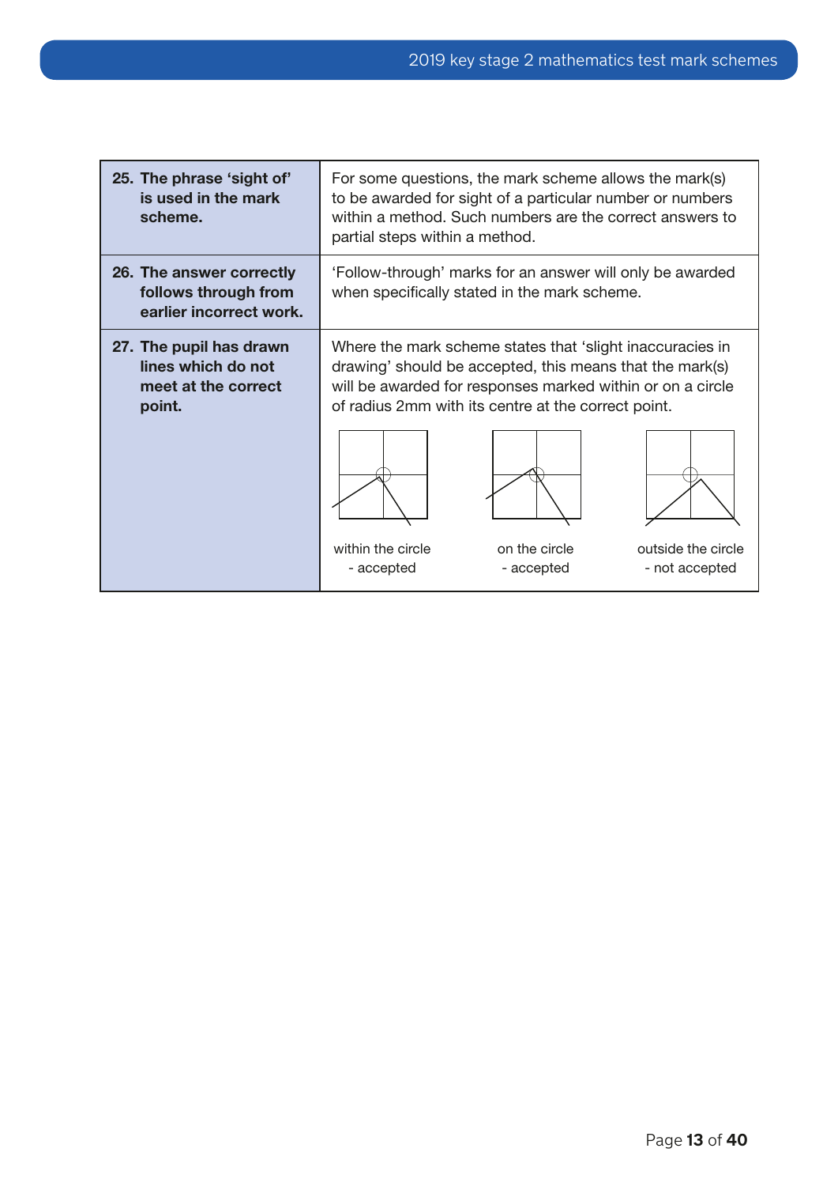| | |
|---|---|
| **25. The phrase 'sight of' is used in the mark scheme.** | For some questions, the mark scheme allows the mark(s) to be awarded for sight of a particular number or numbers within a method. Such numbers are the correct answers to partial steps within a method. |
| **26. The answer correctly follows through from earlier incorrect work.** | 'Follow-through' marks for an answer will only be awarded when specifically stated in the mark scheme. |
| **27. The pupil has drawn lines which do not meet at the correct point.** | Where the mark scheme states that 'slight inaccuracies in drawing' should be accepted, this means that the mark(s) will be awarded for responses marked within or on a circle of radius 2mm with its centre at the correct point.<br><br>within the circle - accepted<br>on the circle - accepted<br>outside the circle - not accepted |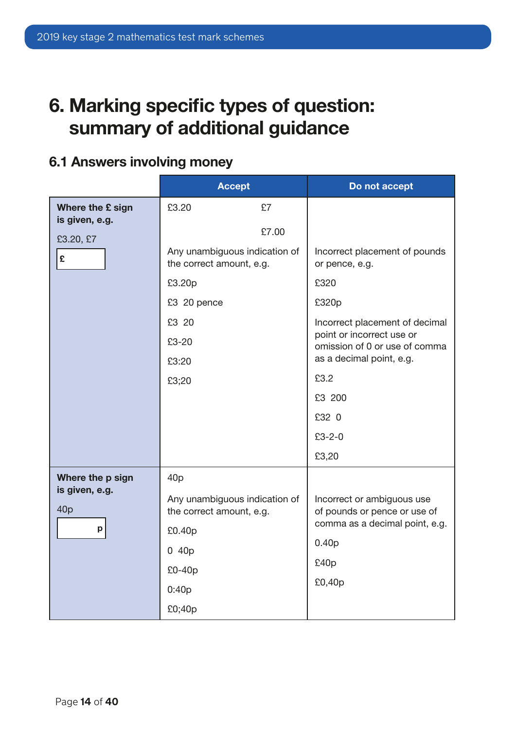# 6. Marking specific types of question: summary of additional guidance

## 6.1 Answers involving money

| | Accept | Do not accept |
|---|---|---|
| **Where the £ sign is given, e.g.** £3.20, £7 [£ ] | £3.20 £7 £7.00<br>Any unambiguous indication of the correct amount, e.g.<br>£3.20p<br>£3 20 pence<br>£3 20<br>£3-20<br>£3:20<br>£3;20 | Incorrect placement of pounds or pence, e.g.<br>£320<br>£320p<br>Incorrect placement of decimal point or incorrect use or omission of 0 or use of comma as a decimal point, e.g.<br>£3.2<br>£3 200<br>£32 0<br>£3-2-0<br>£3,20 |
| **Where the p sign is given, e.g.** 40p [ p] | 40p<br>Any unambiguous indication of the correct amount, e.g.<br>£0.40p<br>0 40p<br>£0-40p<br>0:40p<br>£0;40p | Incorrect or ambiguous use of pounds or pence or use of comma as a decimal point, e.g.<br>0.40p<br>£40p<br>£0,40p |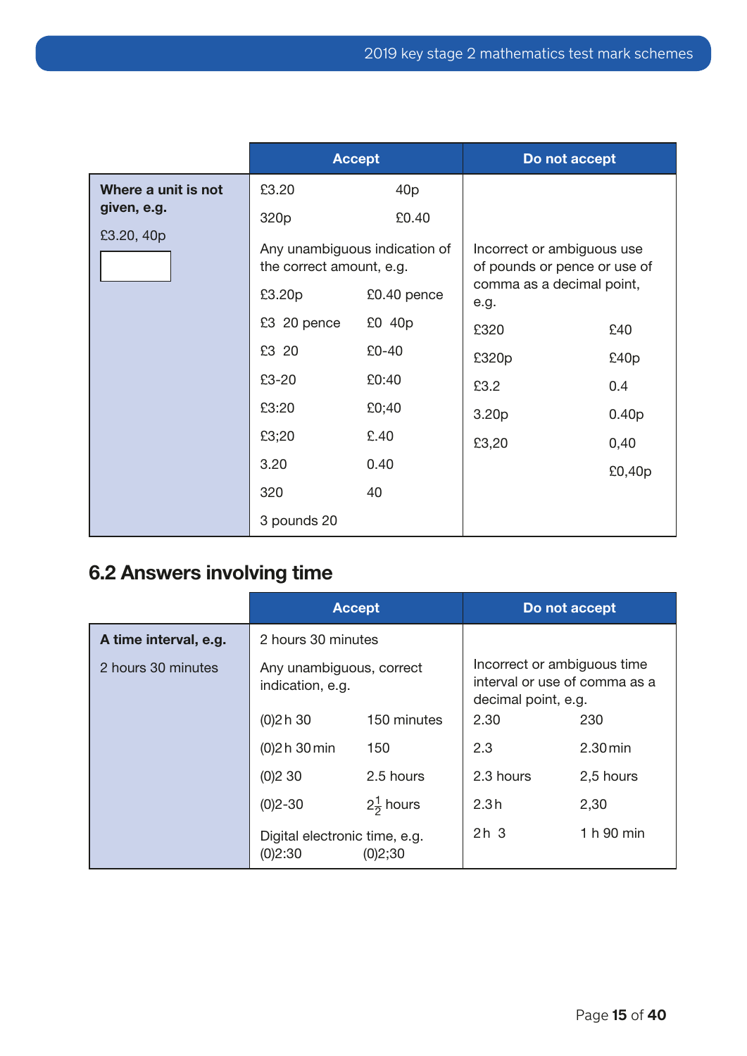| | Accept | | Do not accept | |
|---|---|---|---|---|
| **Where a unit is not given, e.g.** £3.20, 40p | £3.20 | 40p | | |
| | 320p | £0.40 | | |
| | Any unambiguous indication of the correct amount, e.g. | | Incorrect or ambiguous use of pounds or pence or use of comma as a decimal point, e.g. | |
| | £3.20p | £0.40 pence | £320 | £40 |
| | £3 20 pence | £0 40p | £320p | £40p |
| | £3 20 | £0-40 | £3.2 | 0.4 |
| | £3-20 | £0:40 | 3.20p | 0.40p |
| | £3:20 | £0;40 | £3,20 | 0,40 |
| | £3;20 | £.40 | | £0,40p |
| | 3.20 | 0.40 | | |
| | 320 | 40 | | |
| | 3 pounds 20 | | | |

## 6.2 Answers involving time

| | Accept | | Do not accept | |
|---|---|---|---|---|
| **A time interval, e.g.** 2 hours 30 minutes | 2 hours 30 minutes | | | |
| | Any unambiguous, correct indication, e.g. | | Incorrect or ambiguous time interval or use of comma as a decimal point, e.g. | |
| | (0)2 h 30 | 150 minutes | 2.30 | 230 |
| | (0)2 h 30 min | 150 | 2.3 | 2.30 min |
| | (0)2 30 | 2.5 hours | 2.3 hours | 2,5 hours |
| | (0)2-30 | $2\frac{1}{2}$ hours | 2.3 h | 2,30 |
| | Digital electronic time, e.g. (0)2:30 | (0)2;30 | 2 h 3 | 1 h 90 min |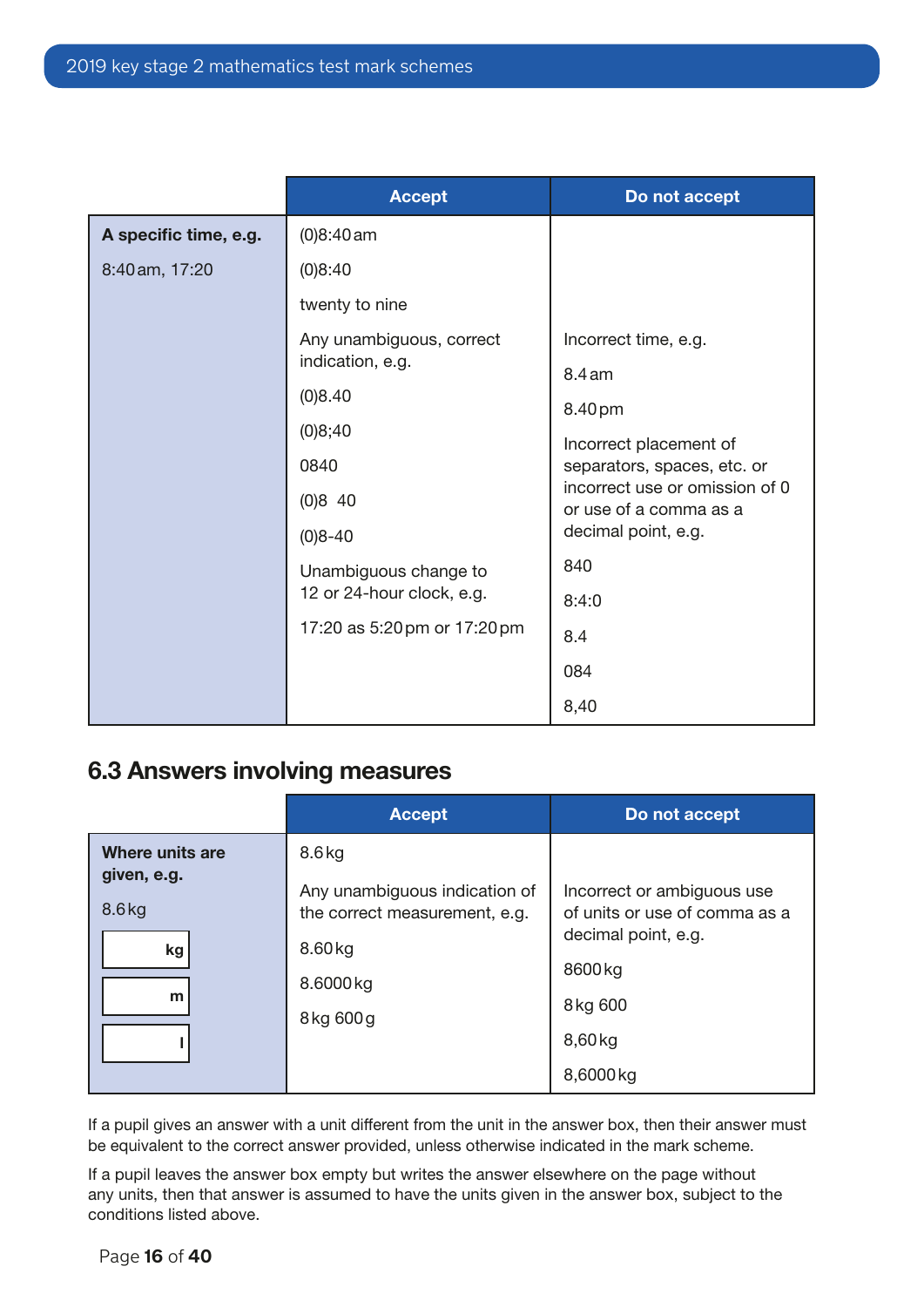| | Accept | Do not accept |
|---|---|---|
| **A specific time, e.g.**<br><br>8:40 am, 17:20 | (0)8:40 am<br><br>(0)8:40<br><br>twenty to nine<br><br>Any unambiguous, correct indication, e.g.<br><br>(0)8.40<br><br>(0)8;40<br><br>0840<br><br>(0)8  40<br><br>(0)8-40<br><br>Unambiguous change to 12 or 24-hour clock, e.g.<br><br>17:20 as 5:20 pm or 17:20 pm | Incorrect time, e.g.<br><br>8.4 am<br><br>8.40 pm<br><br>Incorrect placement of separators, spaces, etc. or incorrect use or omission of 0 or use of a comma as a decimal point, e.g.<br><br>840<br><br>8:4:0<br><br>8.4<br><br>084<br><br>8,40 |

## 6.3 Answers involving measures

| | Accept | Do not accept |
|---|---|---|
| **Where units are given, e.g.**<br><br>8.6 kg<br><br>[ kg ]<br><br>[ m ]<br><br>[ l ] | 8.6 kg<br><br>Any unambiguous indication of the correct measurement, e.g.<br><br>8.60 kg<br><br>8.6000 kg<br><br>8 kg 600 g | Incorrect or ambiguous use of units or use of comma as a decimal point, e.g.<br><br>8600 kg<br><br>8 kg 600<br><br>8,60 kg<br><br>8,6000 kg |

If a pupil gives an answer with a unit different from the unit in the answer box, then their answer must be equivalent to the correct answer provided, unless otherwise indicated in the mark scheme.

If a pupil leaves the answer box empty but writes the answer elsewhere on the page without any units, then that answer is assumed to have the units given in the answer box, subject to the conditions listed above.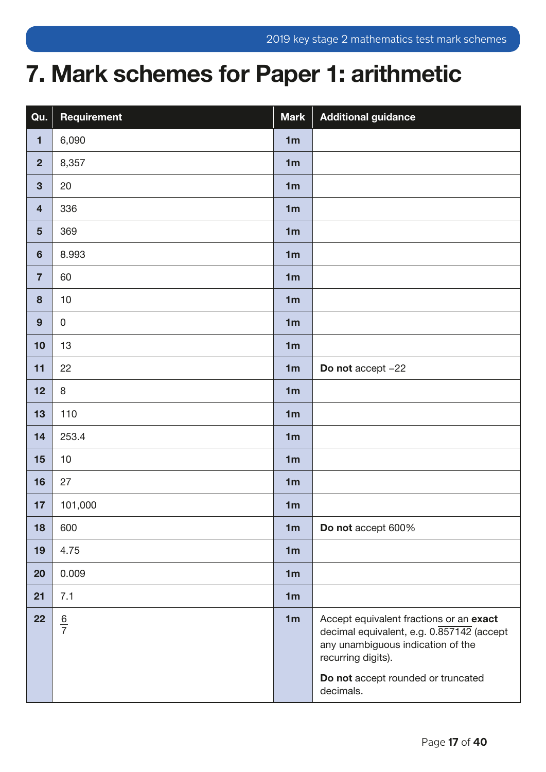# 7. Mark schemes for Paper 1: arithmetic

| Qu. | Requirement | Mark | Additional guidance |
|---|---|---|---|
| 1 | 6,090 | 1m | |
| 2 | 8,357 | 1m | |
| 3 | 20 | 1m | |
| 4 | 336 | 1m | |
| 5 | 369 | 1m | |
| 6 | 8.993 | 1m | |
| 7 | 60 | 1m | |
| 8 | 10 | 1m | |
| 9 | 0 | 1m | |
| 10 | 13 | 1m | |
| 11 | 22 | 1m | **Do not** accept –22 |
| 12 | 8 | 1m | |
| 13 | 110 | 1m | |
| 14 | 253.4 | 1m | |
| 15 | 10 | 1m | |
| 16 | 27 | 1m | |
| 17 | 101,000 | 1m | |
| 18 | 600 | 1m | **Do not** accept 600% |
| 19 | 4.75 | 1m | |
| 20 | 0.009 | 1m | |
| 21 | 7.1 | 1m | |
| 22 | $\frac{6}{7}$ | 1m | Accept equivalent fractions or an **exact** decimal equivalent, e.g. $0.\overline{857142}$ (accept any unambiguous indication of the recurring digits). **Do not** accept rounded or truncated decimals. |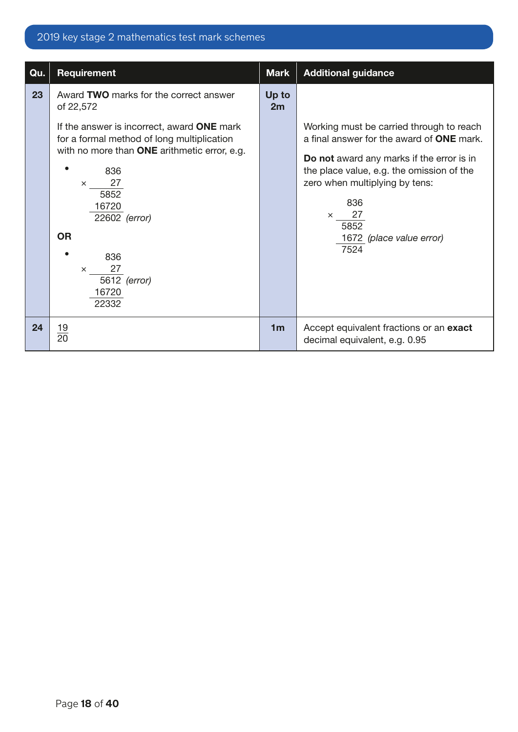| Qu. | Requirement | Mark | Additional guidance |
|---|---|---|---|
| 23 | Award **TWO** marks for the correct answer of 22,572<br><br>If the answer is incorrect, award **ONE** mark for a formal method of long multiplication with no more than **ONE** arithmetic error, e.g.<br><br>• 836 × 27<br>5852<br>16720<br>22602 *(error)*<br><br>**OR**<br><br>• 836 × 27<br>5612 *(error)*<br>16720<br>22332 | Up to 2m | Working must be carried through to reach a final answer for the award of **ONE** mark.<br><br>**Do not** award any marks if the error is in the place value, e.g. the omission of the zero when multiplying by tens:<br><br>836 × 27<br>5852<br>1672 *(place value error)*<br>7524 |
| 24 | $\frac{19}{20}$ | 1m | Accept equivalent fractions or an **exact** decimal equivalent, e.g. 0.95 |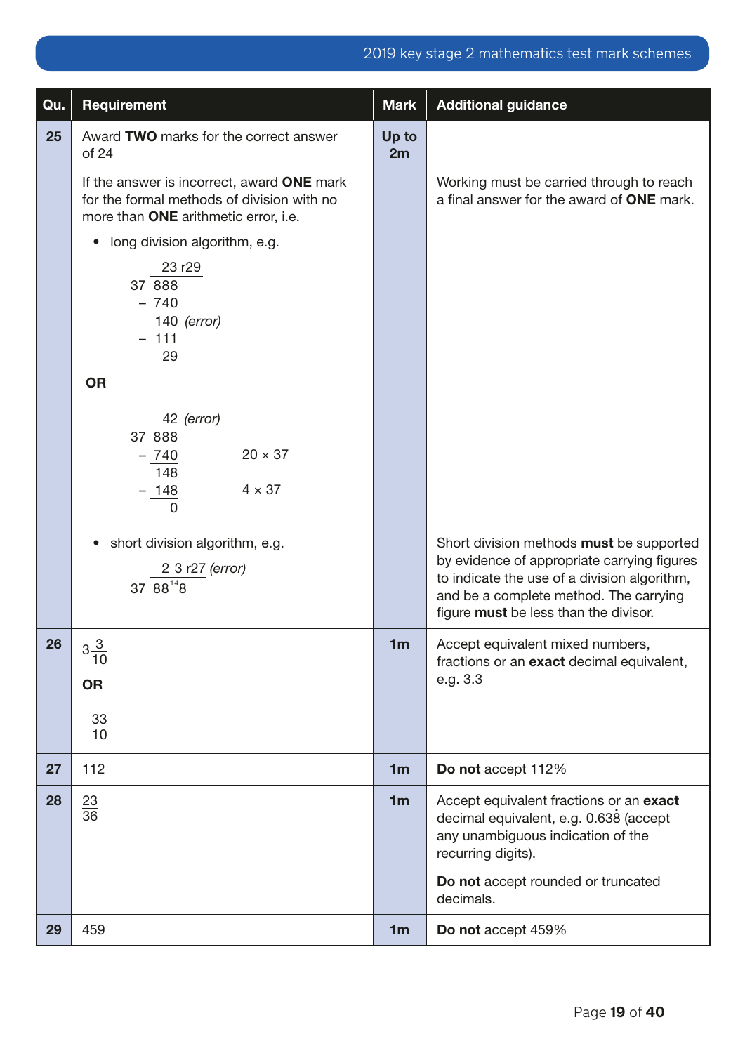| Qu. | Requirement | Mark | Additional guidance |
|---|---|---|---|
| 25 | Award **TWO** marks for the correct answer of 24<br><br>If the answer is incorrect, award **ONE** mark for the formal methods of division with no more than **ONE** arithmetic error, i.e.<br><br>• long division algorithm, e.g.<br><br>23 r29<br>37 ⟌ 888<br>− 740<br>140 *(error)*<br>− 111<br>29<br><br>**OR**<br><br>42 *(error)*<br>37 ⟌ 888<br>− 740 — 20 × 37<br>148<br>− 148 — 4 × 37<br>0<br><br>• short division algorithm, e.g.<br><br>2 3 r27 *(error)*<br>37 ⟌ 88[14]8 | Up to 2m | Working must be carried through to reach a final answer for the award of **ONE** mark.<br><br>Short division methods **must** be supported by evidence of appropriate carrying figures to indicate the use of a division algorithm, and be a complete method. The carrying figure **must** be less than the divisor. |
| 26 | $3\frac{3}{10}$<br><br>**OR**<br><br>$\frac{33}{10}$ | 1m | Accept equivalent mixed numbers, fractions or an **exact** decimal equivalent, e.g. 3.3 |
| 27 | 112 | 1m | **Do not** accept 112% |
| 28 | $\frac{23}{36}$ | 1m | Accept equivalent fractions or an **exact** decimal equivalent, e.g. $0.63\dot{8}$ (accept any unambiguous indication of the recurring digits).<br><br>**Do not** accept rounded or truncated decimals. |
| 29 | 459 | 1m | **Do not** accept 459% |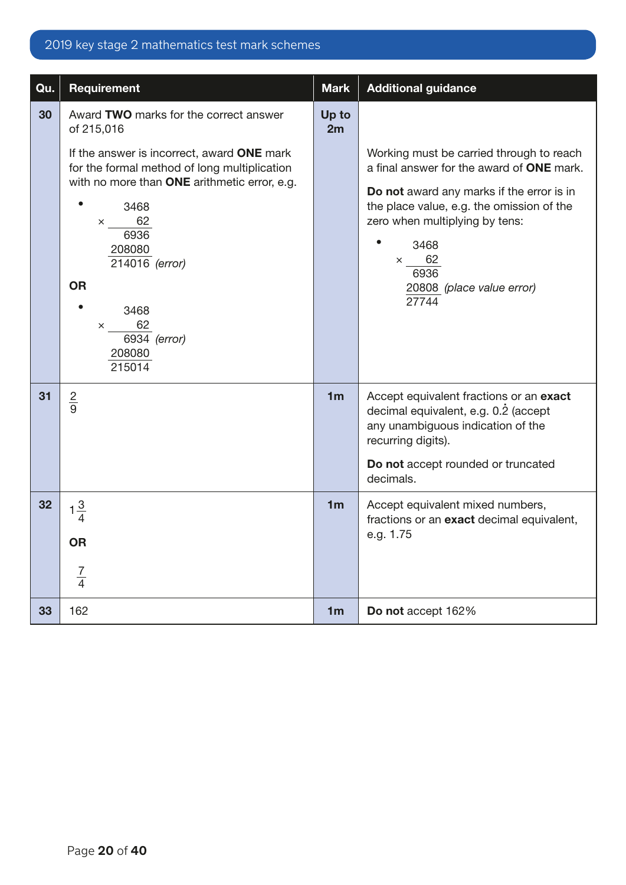| Qu. | Requirement | Mark | Additional guidance |
|---|---|---|---|
| 30 | Award **TWO** marks for the correct answer of 215,016<br><br>If the answer is incorrect, award **ONE** mark for the formal method of long multiplication with no more than **ONE** arithmetic error, e.g.<br><br>• 3468 × 62<br>6936<br>208080<br>214016 *(error)*<br><br>**OR**<br><br>• 3468 × 62<br>6934 *(error)*<br>208080<br>215014 | Up to 2m | Working must be carried through to reach a final answer for the award of **ONE** mark.<br><br>**Do not** award any marks if the error is in the place value, e.g. the omission of the zero when multiplying by tens:<br><br>• 3468 × 62<br>6936<br>20808 *(place value error)*<br>27744 |
| 31 | $\frac{2}{9}$ | 1m | Accept equivalent fractions or an **exact** decimal equivalent, e.g. $0.\dot{2}$ (accept any unambiguous indication of the recurring digits).<br><br>**Do not** accept rounded or truncated decimals. |
| 32 | $1\frac{3}{4}$<br><br>**OR**<br><br>$\frac{7}{4}$ | 1m | Accept equivalent mixed numbers, fractions or an **exact** decimal equivalent, e.g. 1.75 |
| 33 | 162 | 1m | **Do not** accept 162% |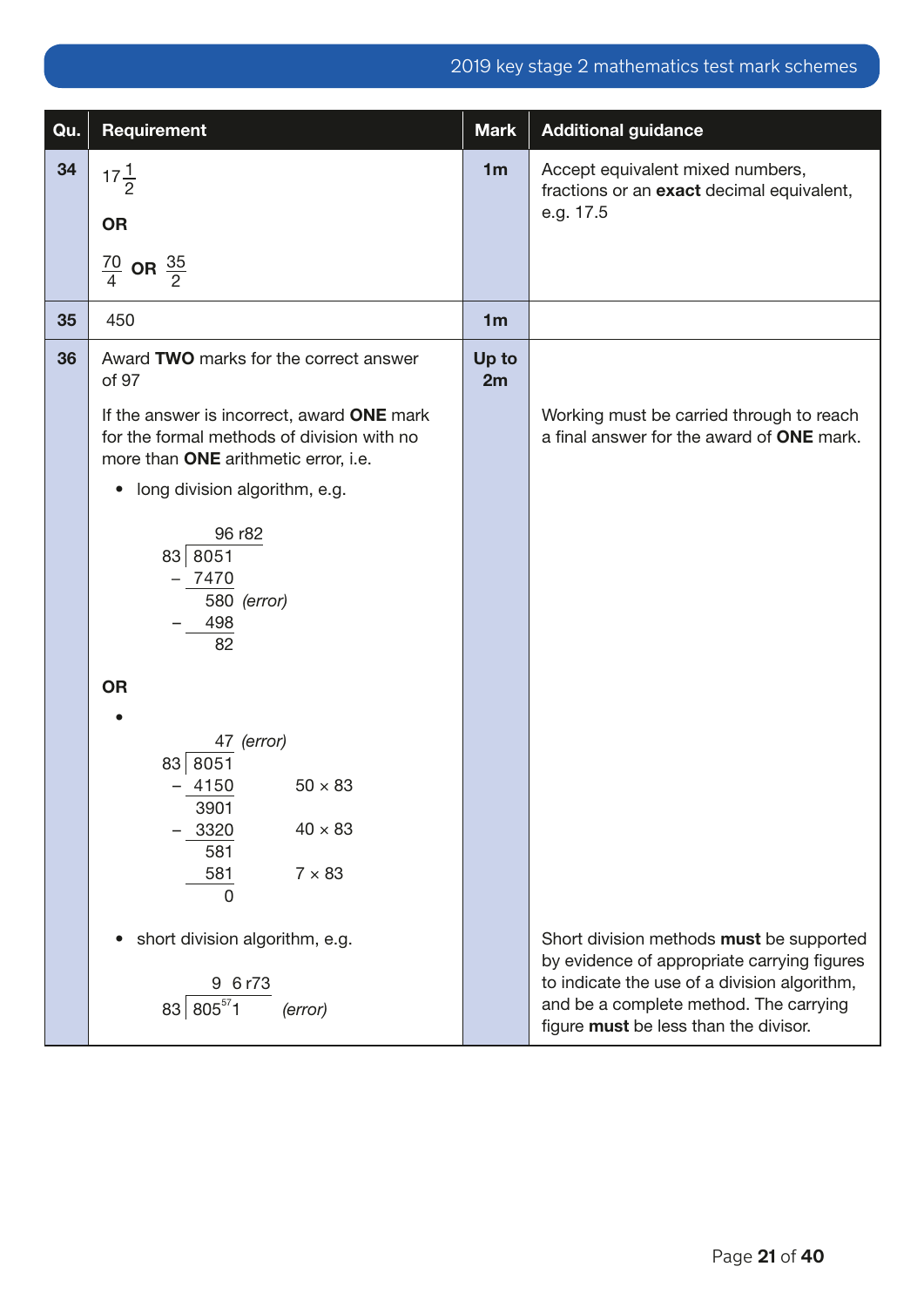| Qu. | Requirement | Mark | Additional guidance |
|---|---|---|---|
| 34 | $17\frac{1}{2}$<br><br>**OR**<br><br>$\frac{70}{4}$ **OR** $\frac{35}{2}$ | 1m | Accept equivalent mixed numbers, fractions or an **exact** decimal equivalent, e.g. 17.5 |
| 35 | 450 | 1m | |
| 36 | Award **TWO** marks for the correct answer of 97<br><br>If the answer is incorrect, award **ONE** mark for the formal methods of division with no more than **ONE** arithmetic error, i.e.<br><br>• long division algorithm, e.g.<br><br>```<br>       96 r82<br>83 │ 8051<br>   – 7470<br>      580 (error)<br>   –  498<br>       82<br>```<br><br>**OR**<br><br>•<br><br>```<br>       47 (error)<br>83 │ 8051<br>   – 4150      50 × 83<br>     3901<br>   – 3320      40 × 83<br>      581<br>      581       7 × 83<br>        0<br>```<br><br>• short division algorithm, e.g.<br><br>```<br>     9  6 r73<br>83 │ 805⁵⁷1     (error)<br>``` | Up to 2m | Working must be carried through to reach a final answer for the award of **ONE** mark.<br><br>Short division methods **must** be supported by evidence of appropriate carrying figures to indicate the use of a division algorithm, and be a complete method. The carrying figure **must** be less than the divisor. |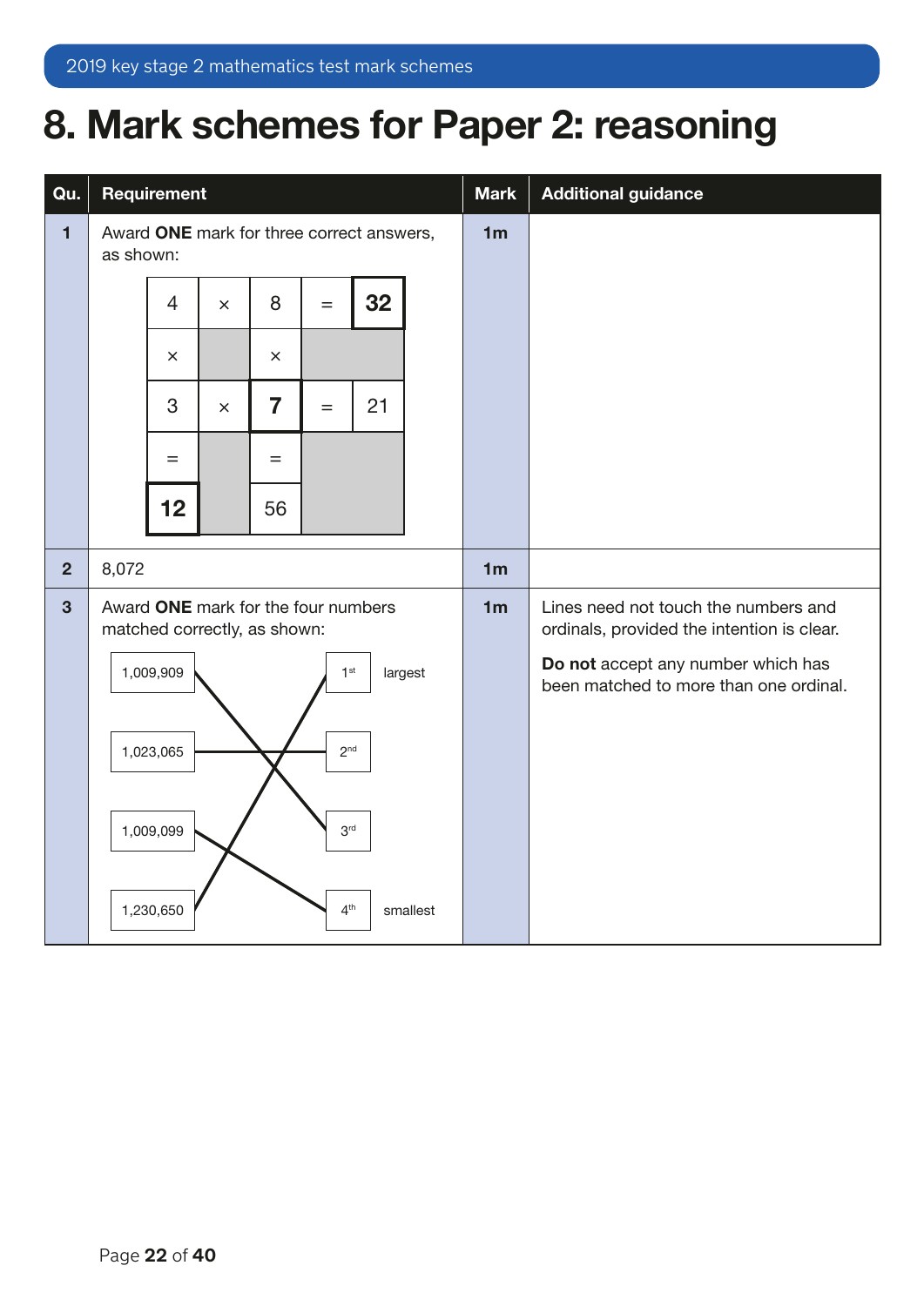# 8. Mark schemes for Paper 2: reasoning

| Qu. | Requirement | Mark | Additional guidance |
|---|---|---|---|
| 1 | Award **ONE** mark for three correct answers, as shown:<br><br>4 × 8 = **32**<br>× &nbsp;&nbsp;&nbsp; ×<br>3 × **7** = 21<br>= &nbsp;&nbsp;&nbsp; =<br>**12** &nbsp;&nbsp;&nbsp; 56 | 1m | |
| 2 | 8,072 | 1m | |
| 3 | Award **ONE** mark for the four numbers matched correctly, as shown:<br><br>1,009,909 — 3rd<br>1,023,065 — 2nd<br>1,009,099 — 4th (smallest)<br>1,230,650 — 1st (largest) | 1m | Lines need not touch the numbers and ordinals, provided the intention is clear.<br><br>**Do not** accept any number which has been matched to more than one ordinal. |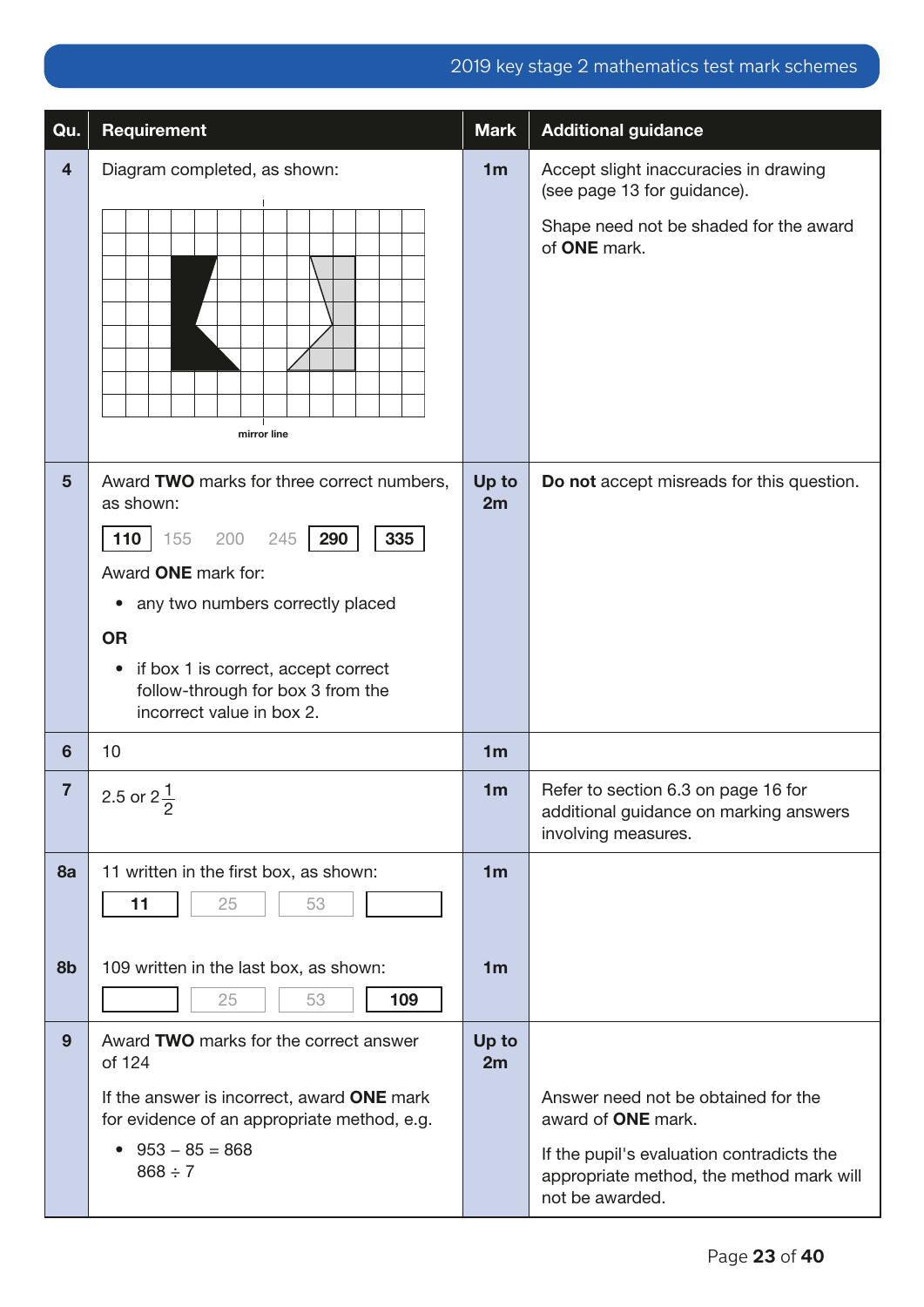| Qu. | Requirement | Mark | Additional guidance |
|---|---|---|---|
| 4 | Diagram completed, as shown: mirror line | 1m | Accept slight inaccuracies in drawing (see page 13 for guidance). Shape need not be shaded for the award of **ONE** mark. |
| 5 | Award **TWO** marks for three correct numbers, as shown: **110** 155 200 245 **290** **335** Award **ONE** mark for: • any two numbers correctly placed **OR** • if box 1 is correct, accept correct follow-through for box 3 from the incorrect value in box 2. | Up to 2m | **Do not** accept misreads for this question. |
| 6 | 10 | 1m | |
| 7 | 2.5 or $2\frac{1}{2}$ | 1m | Refer to section 6.3 on page 16 for additional guidance on marking answers involving measures. |
| 8a | 11 written in the first box, as shown: **11** 25 53 ☐ | 1m | |
| 8b | 109 written in the last box, as shown: ☐ 25 53 **109** | 1m | |
| 9 | Award **TWO** marks for the correct answer of 124 If the answer is incorrect, award **ONE** mark for evidence of an appropriate method, e.g. • 953 – 85 = 868 868 ÷ 7 | Up to 2m | Answer need not be obtained for the award of **ONE** mark. If the pupil's evaluation contradicts the appropriate method, the method mark will not be awarded. |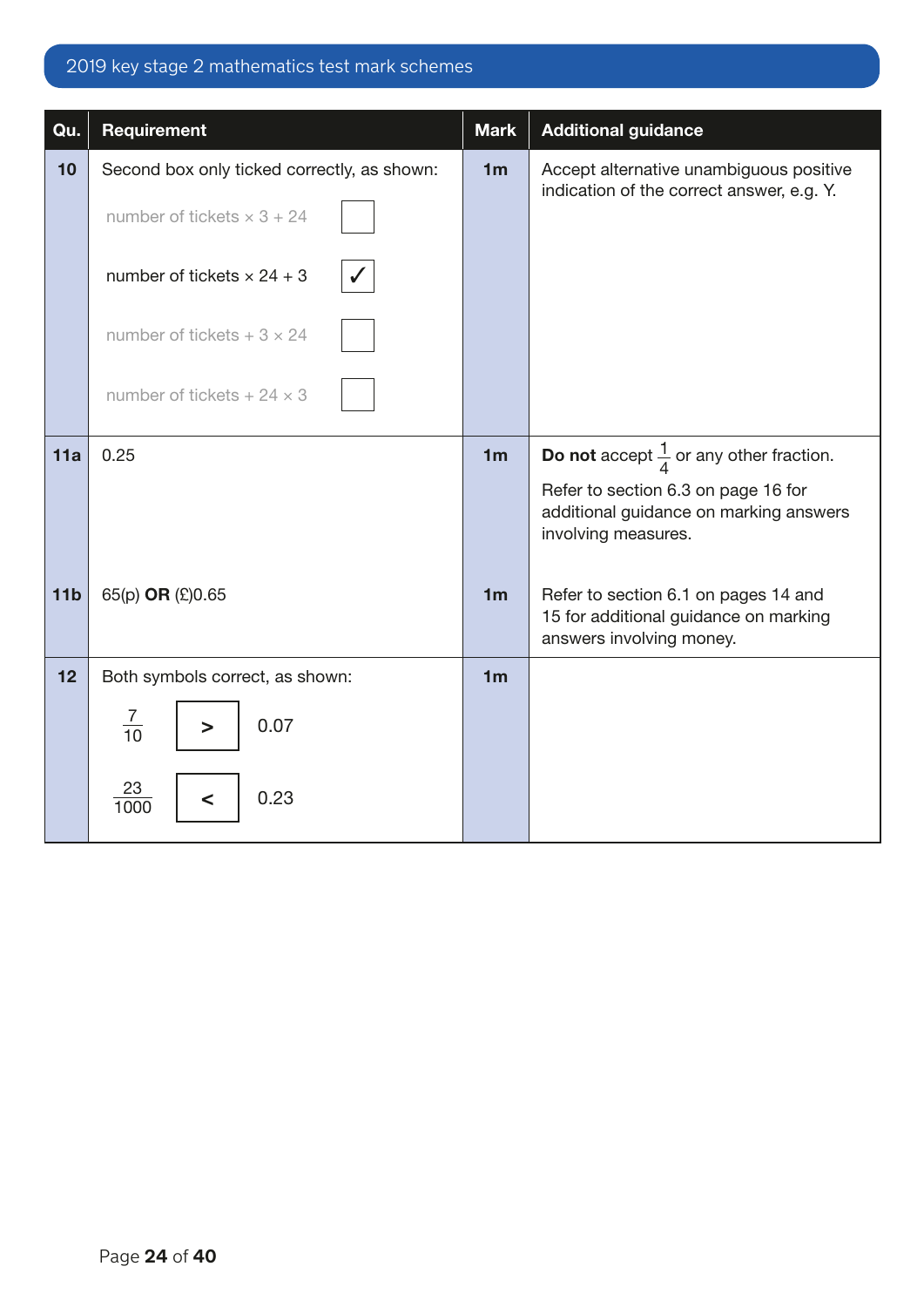| Qu. | Requirement | Mark | Additional guidance |
| --- | --- | --- | --- |
| 10 | Second box only ticked correctly, as shown:<br>number of tickets × 3 + 24 ☐<br>number of tickets × 24 + 3 ✓<br>number of tickets + 3 × 24 ☐<br>number of tickets + 24 × 3 ☐ | 1m | Accept alternative unambiguous positive indication of the correct answer, e.g. Y. |
| 11a | 0.25 | 1m | **Do not** accept $\frac{1}{4}$ or any other fraction.<br>Refer to section 6.3 on page 16 for additional guidance on marking answers involving measures. |
| 11b | 65(p) **OR** (£)0.65 | 1m | Refer to section 6.1 on pages 14 and 15 for additional guidance on marking answers involving money. |
| 12 | Both symbols correct, as shown:<br>$\frac{7}{10}$ **>** 0.07<br>$\frac{23}{1000}$ **<** 0.23 | 1m | |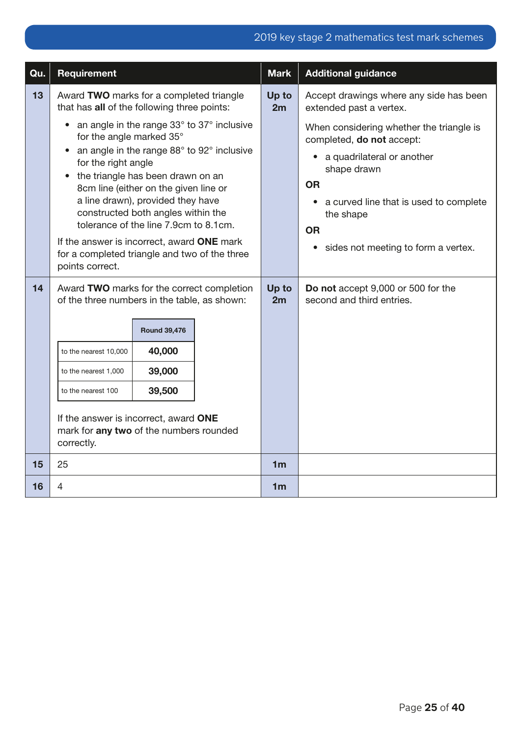| Qu. | Requirement | Mark | Additional guidance |
|---|---|---|---|
| 13 | Award **TWO** marks for a completed triangle that has **all** of the following three points:<br>• an angle in the range 33° to 37° inclusive for the angle marked 35°<br>• an angle in the range 88° to 92° inclusive for the right angle<br>• the triangle has been drawn on an 8cm line (either on the given line or a line drawn), provided they have constructed both angles within the tolerance of the line 7.9cm to 8.1cm.<br><br>If the answer is incorrect, award **ONE** mark for a completed triangle and two of the three points correct. | **Up to 2m** | Accept drawings where any side has been extended past a vertex.<br><br>When considering whether the triangle is completed, **do not** accept:<br>• a quadrilateral or another shape drawn<br>**OR**<br>• a curved line that is used to complete the shape<br>**OR**<br>• sides not meeting to form a vertex. |
| 14 | Award **TWO** marks for the correct completion of the three numbers in the table, as shown:<br><br>Round 39,476<br>to the nearest 10,000: **40,000**<br>to the nearest 1,000: **39,000**<br>to the nearest 100: **39,500**<br><br>If the answer is incorrect, award **ONE** mark for **any two** of the numbers rounded correctly. | **Up to 2m** | **Do not** accept 9,000 or 500 for the second and third entries. |
| 15 | 25 | **1m** | |
| 16 | 4 | **1m** | |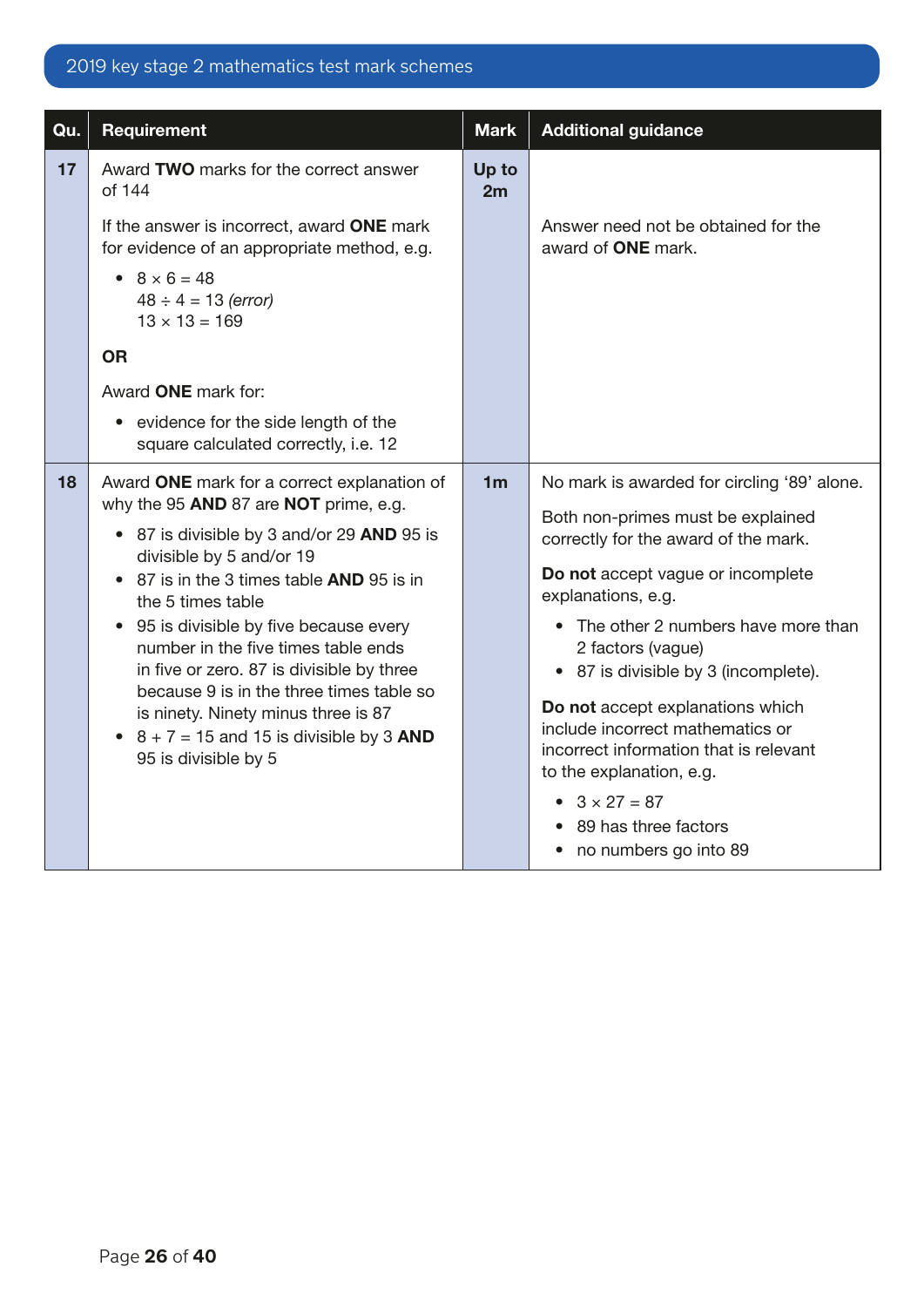| Qu. | Requirement | Mark | Additional guidance |
|---|---|---|---|
| 17 | Award **TWO** marks for the correct answer of 144<br><br>If the answer is incorrect, award **ONE** mark for evidence of an appropriate method, e.g.<br>• $8 \times 6 = 48$<br>$48 \div 4 = 13$ *(error)*<br>$13 \times 13 = 169$<br><br>**OR**<br><br>Award **ONE** mark for:<br>• evidence for the side length of the square calculated correctly, i.e. 12 | Up to 2m | Answer need not be obtained for the award of **ONE** mark. |
| 18 | Award **ONE** mark for a correct explanation of why the 95 **AND** 87 are **NOT** prime, e.g.<br>• 87 is divisible by 3 and/or 29 **AND** 95 is divisible by 5 and/or 19<br>• 87 is in the 3 times table **AND** 95 is in the 5 times table<br>• 95 is divisible by five because every number in the five times table ends in five or zero. 87 is divisible by three because 9 is in the three times table so is ninety. Ninety minus three is 87<br>• $8 + 7 = 15$ and 15 is divisible by 3 **AND** 95 is divisible by 5 | 1m | No mark is awarded for circling '89' alone.<br><br>Both non-primes must be explained correctly for the award of the mark.<br><br>**Do not** accept vague or incomplete explanations, e.g.<br>• The other 2 numbers have more than 2 factors (vague)<br>• 87 is divisible by 3 (incomplete).<br><br>**Do not** accept explanations which include incorrect mathematics or incorrect information that is relevant to the explanation, e.g.<br>• $3 \times 27 = 87$<br>• 89 has three factors<br>• no numbers go into 89 |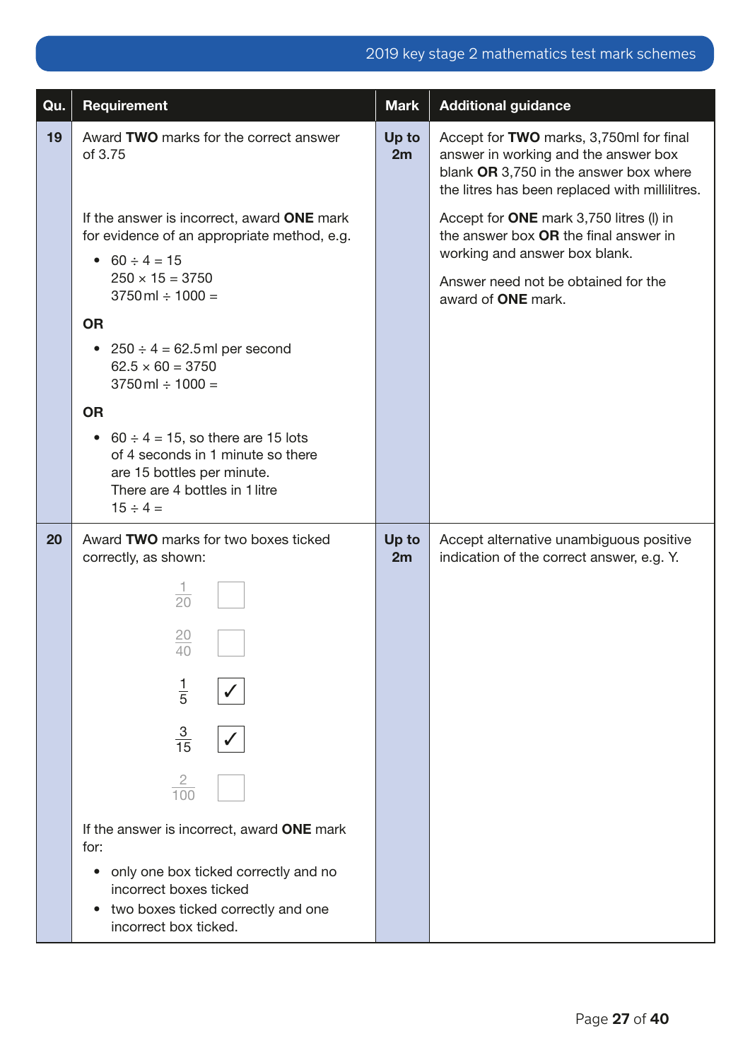| Qu. | Requirement | Mark | Additional guidance |
|---|---|---|---|
| 19 | Award **TWO** marks for the correct answer of 3.75<br><br>If the answer is incorrect, award **ONE** mark for evidence of an appropriate method, e.g.<br>• 60 ÷ 4 = 15<br>250 × 15 = 3750<br>3750 ml ÷ 1000 =<br>**OR**<br>• 250 ÷ 4 = 62.5 ml per second<br>62.5 × 60 = 3750<br>3750 ml ÷ 1000 =<br>**OR**<br>• 60 ÷ 4 = 15, so there are 15 lots of 4 seconds in 1 minute so there are 15 bottles per minute.<br>There are 4 bottles in 1 litre<br>15 ÷ 4 = | Up to 2m | Accept for **TWO** marks, 3,750ml for final answer in working and the answer box blank **OR** 3,750 in the answer box where the litres has been replaced with millilitres.<br><br>Accept for **ONE** mark 3,750 litres (l) in the answer box **OR** the final answer in working and answer box blank.<br><br>Answer need not be obtained for the award of **ONE** mark. |
| 20 | Award **TWO** marks for two boxes ticked correctly, as shown:<br>$\frac{1}{20}$ ☐<br>$\frac{20}{40}$ ☐<br>$\frac{1}{5}$ ✓<br>$\frac{3}{15}$ ✓<br>$\frac{2}{100}$ ☐<br><br>If the answer is incorrect, award **ONE** mark for:<br>• only one box ticked correctly and no incorrect boxes ticked<br>• two boxes ticked correctly and one incorrect box ticked. | Up to 2m | Accept alternative unambiguous positive indication of the correct answer, e.g. Y. |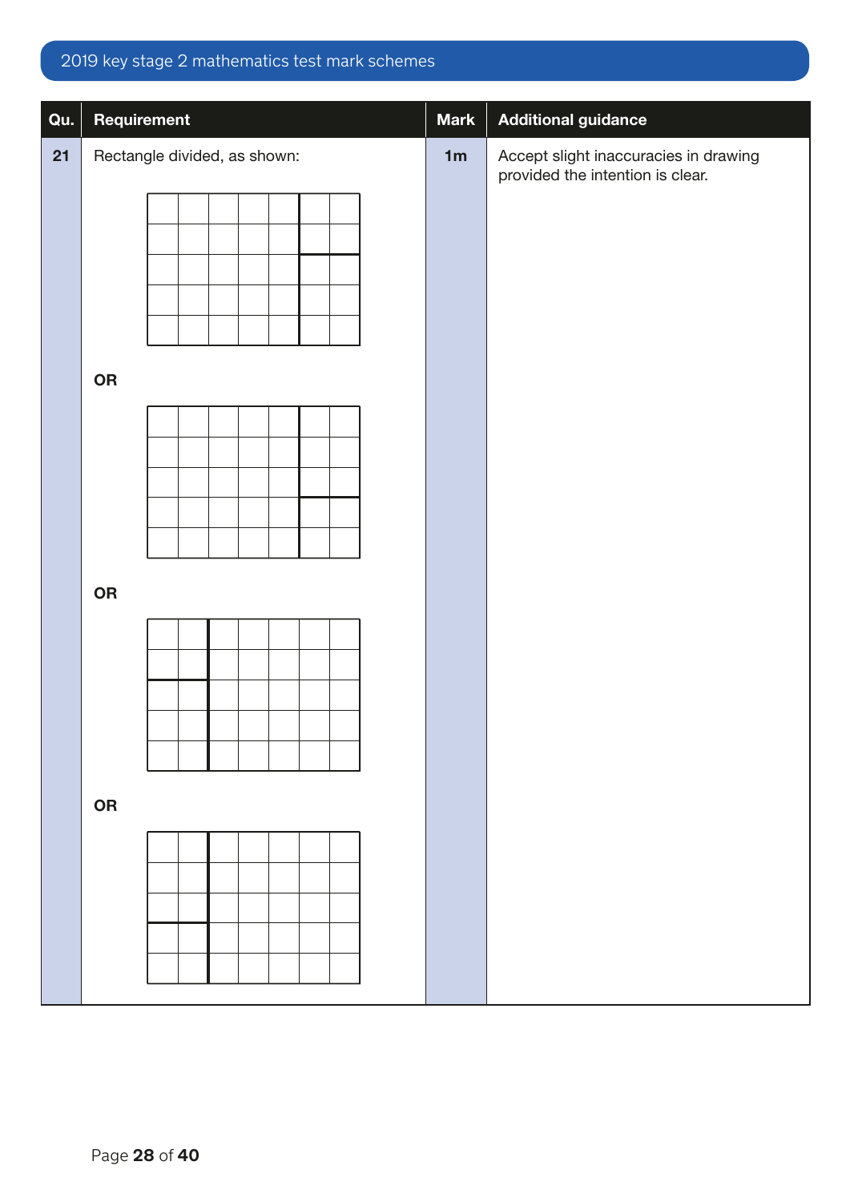| Qu. | Requirement | Mark | Additional guidance |
|---|---|---|---|
| 21 | Rectangle divided, as shown:<br><br>**OR**<br><br>**OR**<br><br>**OR** | 1m | Accept slight inaccuracies in drawing provided the intention is clear. |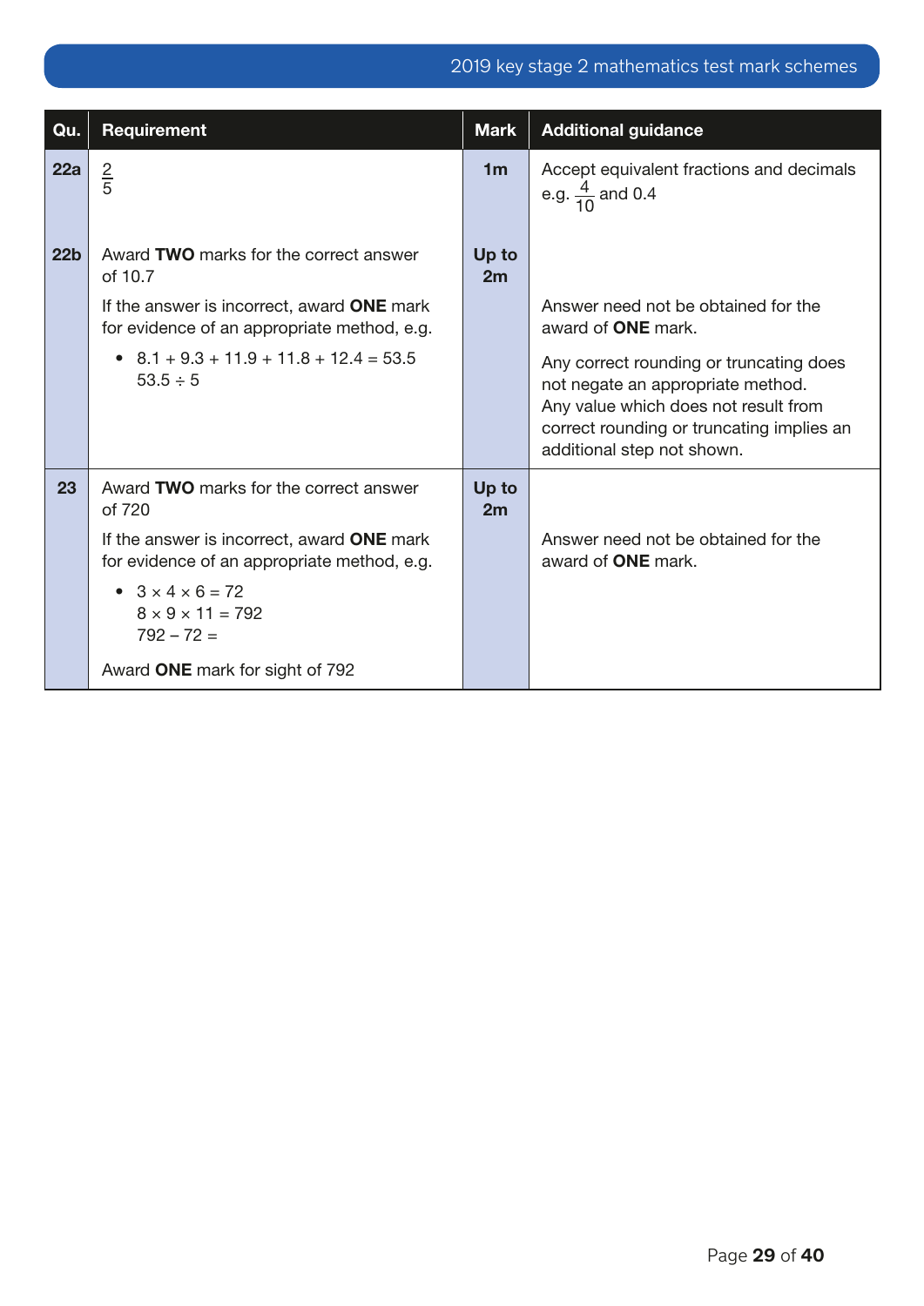| Qu. | Requirement | Mark | Additional guidance |
|---|---|---|---|
| 22a | $\frac{2}{5}$ | 1m | Accept equivalent fractions and decimals e.g. $\frac{4}{10}$ and 0.4 |
| 22b | Award **TWO** marks for the correct answer of 10.7<br><br>If the answer is incorrect, award **ONE** mark for evidence of an appropriate method, e.g.<br><br>• $8.1 + 9.3 + 11.9 + 11.8 + 12.4 = 53.5$<br>$53.5 \div 5$ | Up to 2m | Answer need not be obtained for the award of **ONE** mark.<br><br>Any correct rounding or truncating does not negate an appropriate method.<br>Any value which does not result from correct rounding or truncating implies an additional step not shown. |
| 23 | Award **TWO** marks for the correct answer of 720<br><br>If the answer is incorrect, award **ONE** mark for evidence of an appropriate method, e.g.<br><br>• $3 \times 4 \times 6 = 72$<br>$8 \times 9 \times 11 = 792$<br>$792 - 72 =$<br><br>Award **ONE** mark for sight of 792 | Up to 2m | Answer need not be obtained for the award of **ONE** mark. |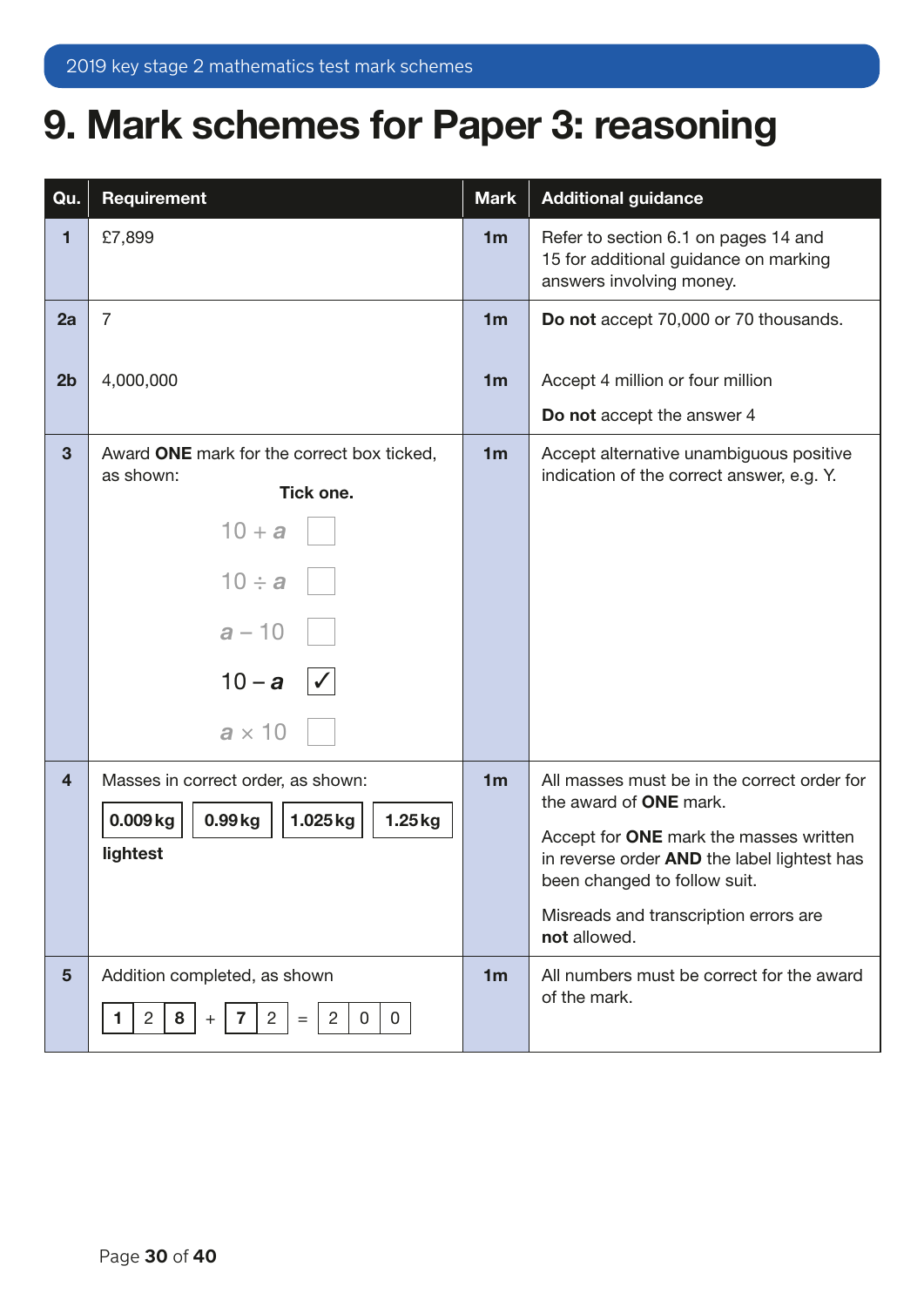# 9. Mark schemes for Paper 3: reasoning

| Qu. | Requirement | Mark | Additional guidance |
|---|---|---|---|
| 1 | £7,899 | 1m | Refer to section 6.1 on pages 14 and 15 for additional guidance on marking answers involving money. |
| 2a | 7 | 1m | **Do not** accept 70,000 or 70 thousands. |
| 2b | 4,000,000 | 1m | Accept 4 million or four million<br>**Do not** accept the answer 4 |
| 3 | Award **ONE** mark for the correct box ticked, as shown:<br>**Tick one.**<br>$10 + a$ ☐<br>$10 \div a$ ☐<br>$a - 10$ ☐<br>$10 - a$ ☑<br>$a \times 10$ ☐ | 1m | Accept alternative unambiguous positive indication of the correct answer, e.g. Y. |
| 4 | Masses in correct order, as shown:<br>**0.009 kg** \| **0.99 kg** \| **1.025 kg** \| **1.25 kg**<br>**lightest** | 1m | All masses must be in the correct order for the award of **ONE** mark.<br>Accept for **ONE** mark the masses written in reverse order **AND** the label lightest has been changed to follow suit.<br>Misreads and transcription errors are **not** allowed. |
| 5 | Addition completed, as shown<br>**1** 2 **8** + **7** 2 = 2 0 0 | 1m | All numbers must be correct for the award of the mark. |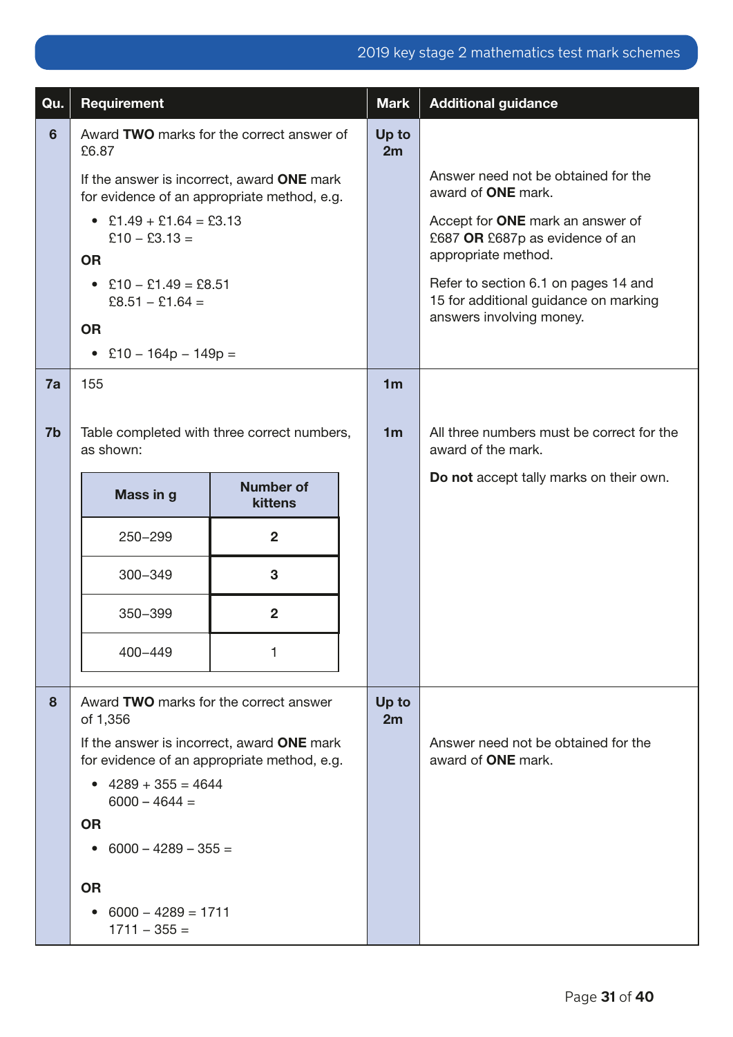| Qu. | Requirement | Mark | Additional guidance |
|---|---|---|---|
| 6 | Award **TWO** marks for the correct answer of £6.87<br><br>If the answer is incorrect, award **ONE** mark for evidence of an appropriate method, e.g.<br>• £1.49 + £1.64 = £3.13<br>£10 – £3.13 =<br>**OR**<br>• £10 – £1.49 = £8.51<br>£8.51 – £1.64 =<br>**OR**<br>• £10 – 164p – 149p = | Up to 2m | Answer need not be obtained for the award of **ONE** mark.<br><br>Accept for **ONE** mark an answer of £687 **OR** £687p as evidence of an appropriate method.<br><br>Refer to section 6.1 on pages 14 and 15 for additional guidance on marking answers involving money. |
| 7a | 155 | 1m | |
| 7b | Table completed with three correct numbers, as shown:<br><br>Mass in g / Number of kittens<br>250–299: **2**<br>300–349: **3**<br>350–399: **2**<br>400–449: 1 | 1m | All three numbers must be correct for the award of the mark.<br><br>**Do not** accept tally marks on their own. |
| 8 | Award **TWO** marks for the correct answer of 1,356<br><br>If the answer is incorrect, award **ONE** mark for evidence of an appropriate method, e.g.<br>• 4289 + 355 = 4644<br>6000 – 4644 =<br>**OR**<br>• 6000 – 4289 – 355 =<br>**OR**<br>• 6000 – 4289 = 1711<br>1711 – 355 = | Up to 2m | Answer need not be obtained for the award of **ONE** mark. |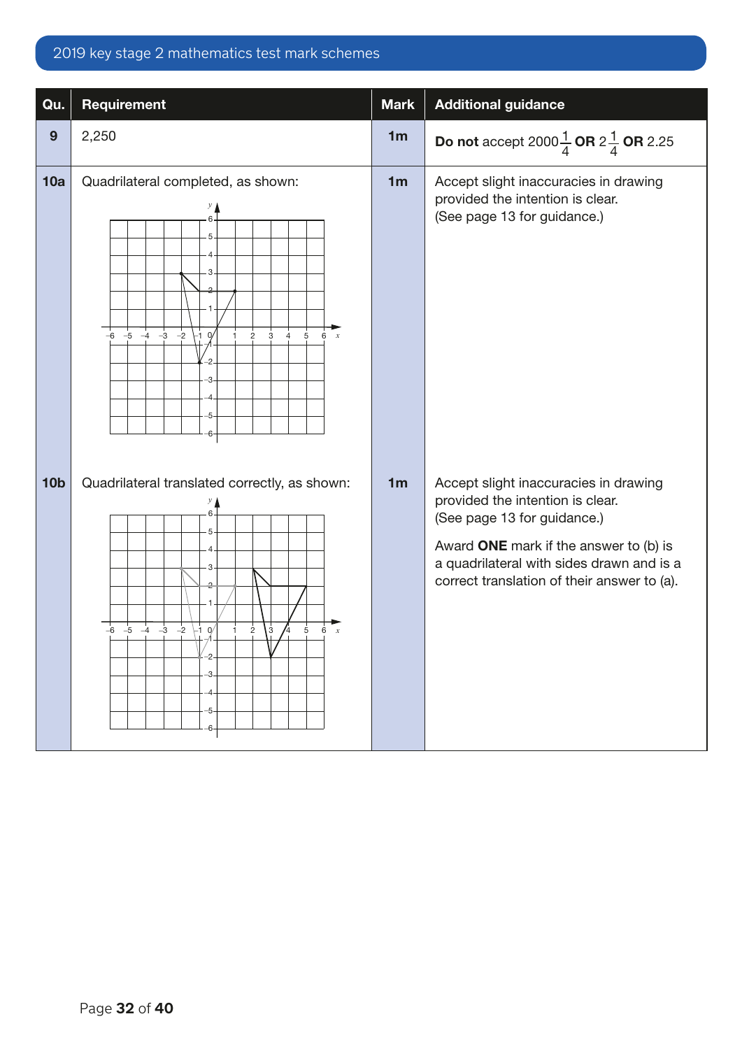| Qu. | Requirement | Mark | Additional guidance |
|---|---|---|---|
| 9 | 2,250 | 1m | **Do not** accept $2000\frac{1}{4}$ **OR** $2\frac{1}{4}$ **OR** 2.25 |
| 10a | Quadrilateral completed, as shown: | 1m | Accept slight inaccuracies in drawing provided the intention is clear. (See page 13 for guidance.) |
| 10b | Quadrilateral translated correctly, as shown: | 1m | Accept slight inaccuracies in drawing provided the intention is clear. (See page 13 for guidance.)<br><br>Award **ONE** mark if the answer to (b) is a quadrilateral with sides drawn and is a correct translation of their answer to (a). |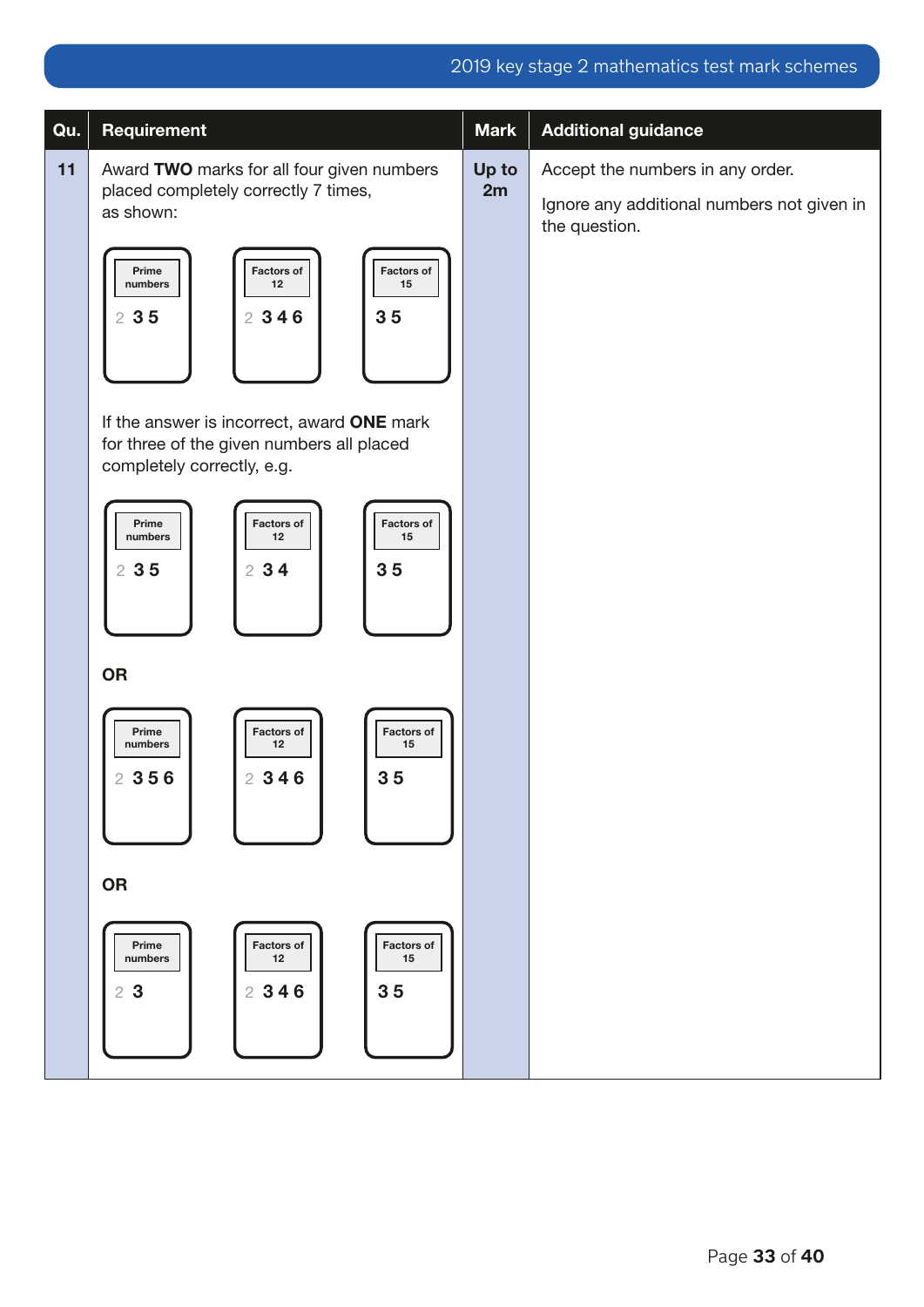| Qu. | Requirement | Mark | Additional guidance |
|---|---|---|---|
| 11 | Award **TWO** marks for all four given numbers placed completely correctly 7 times, as shown:<br><br>**Prime numbers:** 2 3 5<br>**Factors of 12:** 2 3 4 6<br>**Factors of 15:** 3 5<br><br>If the answer is incorrect, award **ONE** mark for three of the given numbers all placed completely correctly, e.g.<br><br>**Prime numbers:** 2 3 5<br>**Factors of 12:** 2 3 4<br>**Factors of 15:** 3 5<br><br>**OR**<br><br>**Prime numbers:** 2 3 5 6<br>**Factors of 12:** 2 3 4 6<br>**Factors of 15:** 3 5<br><br>**OR**<br><br>**Prime numbers:** 2 3<br>**Factors of 12:** 2 3 4 6<br>**Factors of 15:** 3 5 | **Up to 2m** | Accept the numbers in any order.<br><br>Ignore any additional numbers not given in the question. |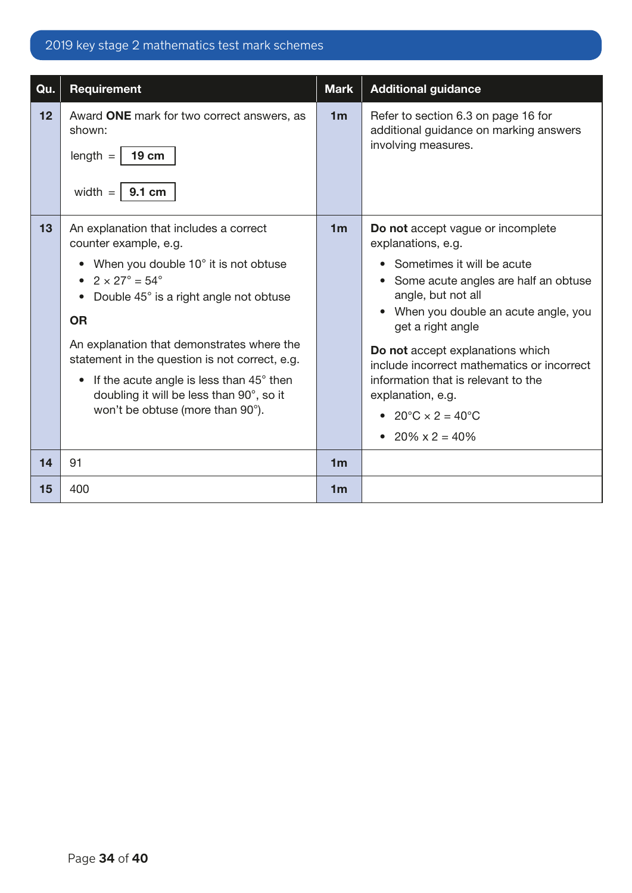| Qu. | Requirement | Mark | Additional guidance |
|---|---|---|---|
| 12 | Award **ONE** mark for two correct answers, as shown:<br>length = **19 cm**<br>width = **9.1 cm** | **1m** | Refer to section 6.3 on page 16 for additional guidance on marking answers involving measures. |
| 13 | An explanation that includes a correct counter example, e.g.<br>• When you double 10° it is not obtuse<br>• 2 × 27° = 54°<br>• Double 45° is a right angle not obtuse<br>**OR**<br>An explanation that demonstrates where the statement in the question is not correct, e.g.<br>• If the acute angle is less than 45° then doubling it will be less than 90°, so it won't be obtuse (more than 90°). | **1m** | **Do not** accept vague or incomplete explanations, e.g.<br>• Sometimes it will be acute<br>• Some acute angles are half an obtuse angle, but not all<br>• When you double an acute angle, you get a right angle<br>**Do not** accept explanations which include incorrect mathematics or incorrect information that is relevant to the explanation, e.g.<br>• 20°C × 2 = 40°C<br>• 20% x 2 = 40% |
| 14 | 91 | **1m** | |
| 15 | 400 | **1m** | |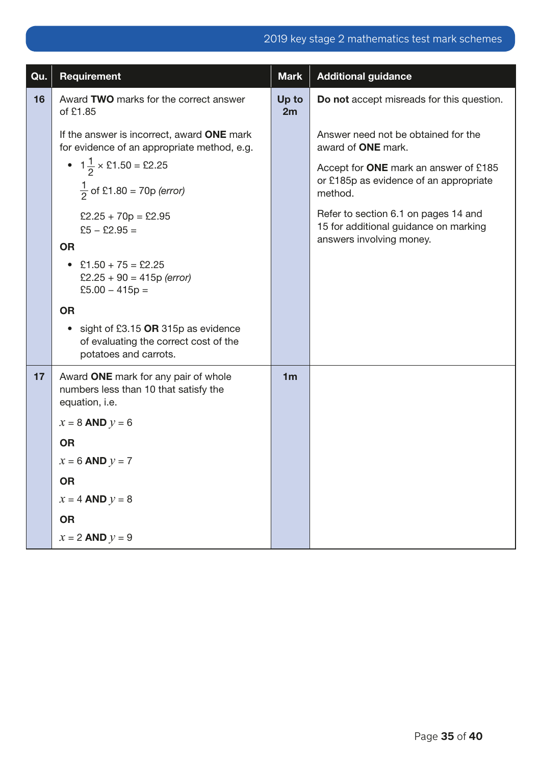| Qu. | Requirement | Mark | Additional guidance |
|---|---|---|---|
| 16 | Award **TWO** marks for the correct answer of £1.85<br><br>If the answer is incorrect, award **ONE** mark for evidence of an appropriate method, e.g.<br>• $1\frac{1}{2}$ × £1.50 = £2.25<br>$\frac{1}{2}$ of £1.80 = 70p *(error)*<br>£2.25 + 70p = £2.95<br>£5 – £2.95 =<br>**OR**<br>• £1.50 + 75 = £2.25<br>£2.25 + 90 = 415p *(error)*<br>£5.00 – 415p =<br>**OR**<br>• sight of £3.15 **OR** 315p as evidence of evaluating the correct cost of the potatoes and carrots. | **Up to 2m** | **Do not** accept misreads for this question.<br><br>Answer need not be obtained for the award of **ONE** mark.<br><br>Accept for **ONE** mark an answer of £185 or £185p as evidence of an appropriate method.<br><br>Refer to section 6.1 on pages 14 and 15 for additional guidance on marking answers involving money. |
| 17 | Award **ONE** mark for any pair of whole numbers less than 10 that satisfy the equation, i.e.<br><br>$x = 8$ **AND** $y = 6$<br>**OR**<br>$x = 6$ **AND** $y = 7$<br>**OR**<br>$x = 4$ **AND** $y = 8$<br>**OR**<br>$x = 2$ **AND** $y = 9$ | **1m** | |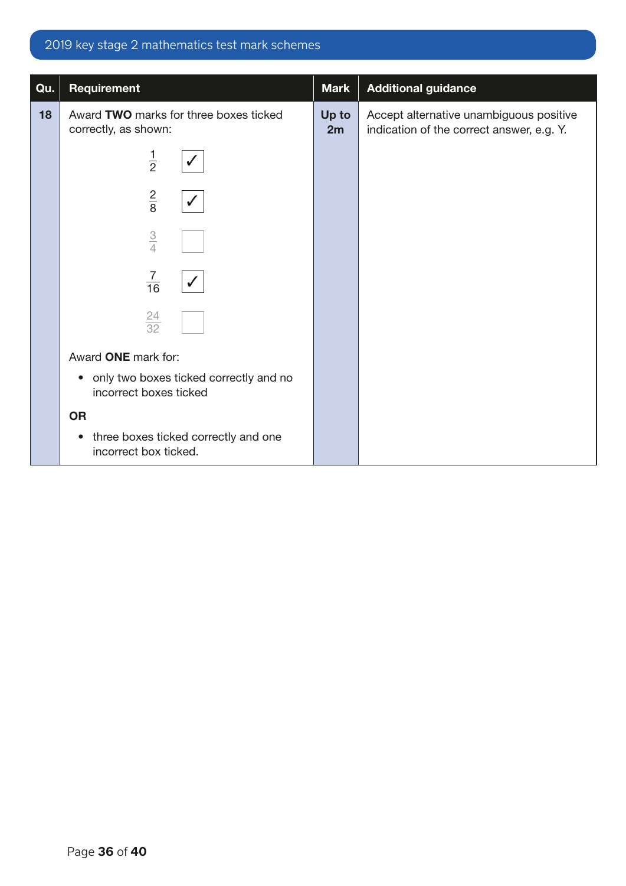| Qu. | Requirement | Mark | Additional guidance |
|---|---|---|---|
| 18 | Award **TWO** marks for three boxes ticked correctly, as shown:<br><br>$\frac{1}{2}$ ✓<br>$\frac{2}{8}$ ✓<br>$\frac{3}{4}$ ☐<br>$\frac{7}{16}$ ✓<br>$\frac{24}{32}$ ☐<br><br>Award **ONE** mark for:<br>• only two boxes ticked correctly and no incorrect boxes ticked<br>**OR**<br>• three boxes ticked correctly and one incorrect box ticked. | **Up to 2m** | Accept alternative unambiguous positive indication of the correct answer, e.g. Y. |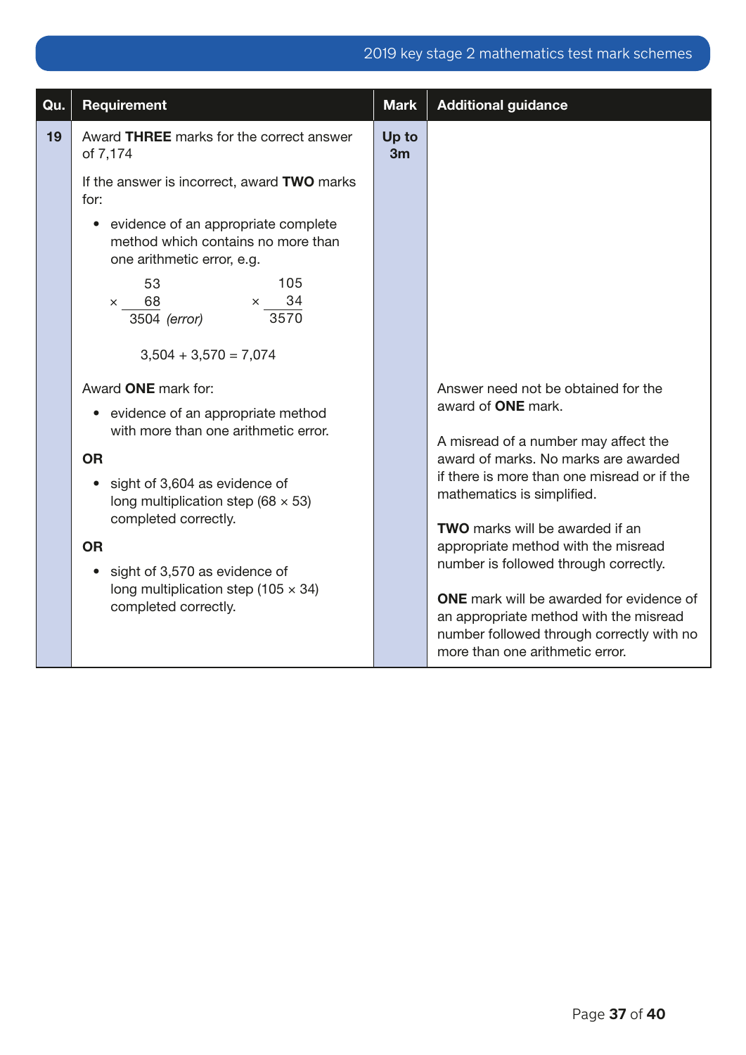| Qu. | Requirement | Mark | Additional guidance |
|---|---|---|---|
| 19 | Award **THREE** marks for the correct answer of 7,174<br><br>If the answer is incorrect, award **TWO** marks for:<br><br>• evidence of an appropriate complete method which contains no more than one arithmetic error, e.g.<br><br>53 × 68 = 3504 *(error)*; 105 × 34 = 3570<br><br>3,504 + 3,570 = 7,074 | Up to 3m | |
| | Award **ONE** mark for:<br><br>• evidence of an appropriate method with more than one arithmetic error.<br><br>**OR**<br><br>• sight of 3,604 as evidence of long multiplication step (68 × 53) completed correctly.<br><br>**OR**<br><br>• sight of 3,570 as evidence of long multiplication step (105 × 34) completed correctly. | | Answer need not be obtained for the award of **ONE** mark.<br><br>A misread of a number may affect the award of marks. No marks are awarded if there is more than one misread or if the mathematics is simplified.<br><br>**TWO** marks will be awarded if an appropriate method with the misread number is followed through correctly.<br><br>**ONE** mark will be awarded for evidence of an appropriate method with the misread number followed through correctly with no more than one arithmetic error. |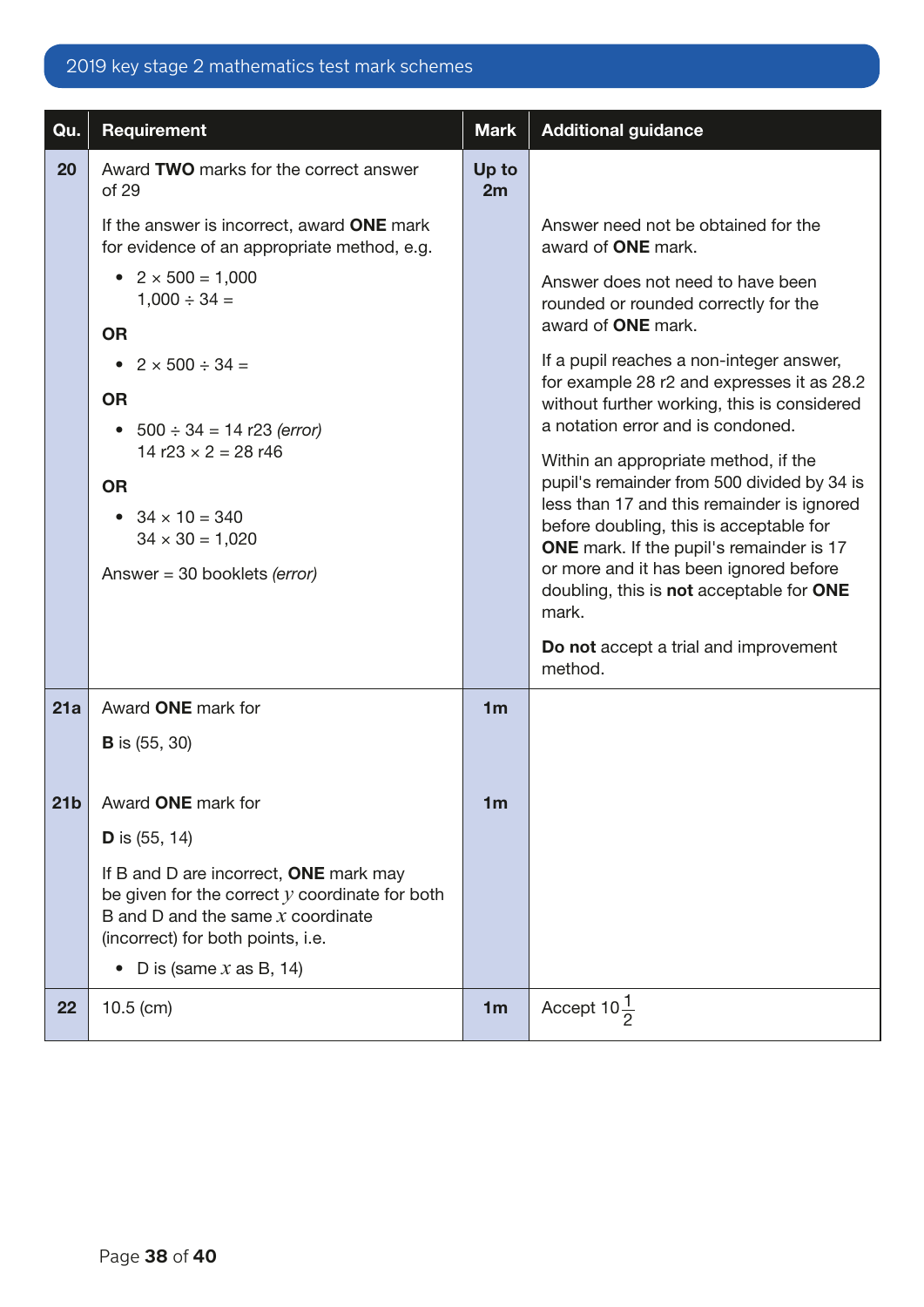| Qu. | Requirement | Mark | Additional guidance |
|---|---|---|---|
| 20 | Award **TWO** marks for the correct answer of 29<br><br>If the answer is incorrect, award **ONE** mark for evidence of an appropriate method, e.g.<br>• 2 × 500 = 1,000<br>  1,000 ÷ 34 =<br>**OR**<br>• 2 × 500 ÷ 34 =<br>**OR**<br>• 500 ÷ 34 = 14 r23 *(error)*<br>  14 r23 × 2 = 28 r46<br>**OR**<br>• 34 × 10 = 340<br>  34 × 30 = 1,020<br><br>Answer = 30 booklets *(error)* | Up to 2m | Answer need not be obtained for the award of **ONE** mark.<br><br>Answer does not need to have been rounded or rounded correctly for the award of **ONE** mark.<br><br>If a pupil reaches a non-integer answer, for example 28 r2 and expresses it as 28.2 without further working, this is considered a notation error and is condoned.<br><br>Within an appropriate method, if the pupil's remainder from 500 divided by 34 is less than 17 and this remainder is ignored before doubling, this is acceptable for **ONE** mark. If the pupil's remainder is 17 or more and it has been ignored before doubling, this is **not** acceptable for **ONE** mark.<br><br>**Do not** accept a trial and improvement method. |
| 21a | Award **ONE** mark for<br><br>**B** is (55, 30) | 1m | |
| 21b | Award **ONE** mark for<br><br>**D** is (55, 14)<br><br>If B and D are incorrect, **ONE** mark may be given for the correct $y$ coordinate for both B and D and the same $x$ coordinate (incorrect) for both points, i.e.<br>• D is (same $x$ as B, 14) | 1m | |
| 22 | 10.5 (cm) | 1m | Accept $10\frac{1}{2}$ |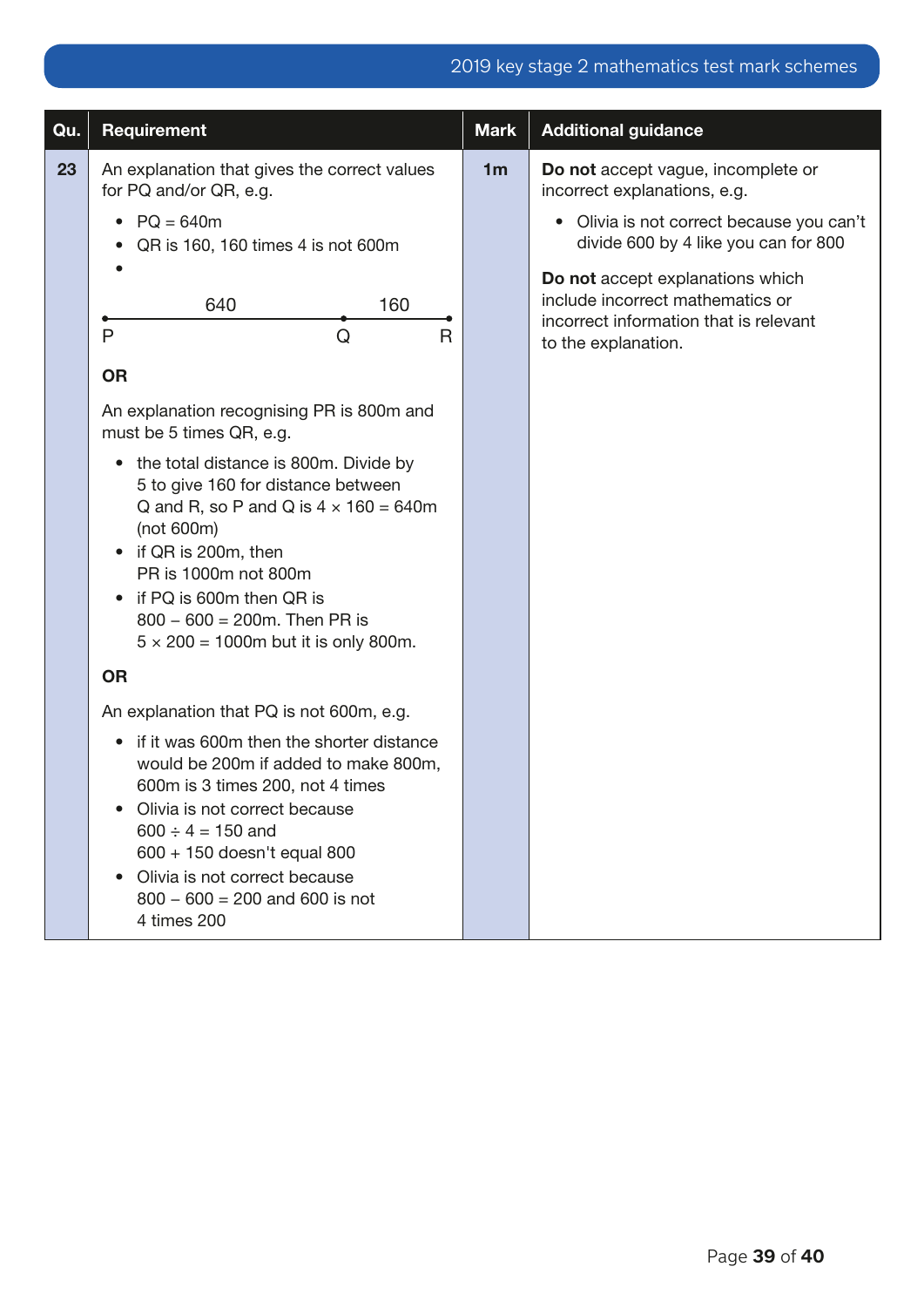| Qu. | Requirement | Mark | Additional guidance |
|---|---|---|---|
| 23 | An explanation that gives the correct values for PQ and/or QR, e.g.<br>• PQ = 640m<br>• QR is 160, 160 times 4 is not 600m<br>• P ——640—— Q ——160—— R<br><br>**OR**<br><br>An explanation recognising PR is 800m and must be 5 times QR, e.g.<br>• the total distance is 800m. Divide by 5 to give 160 for distance between Q and R, so P and Q is $4 \times 160 = 640$m (not 600m)<br>• if QR is 200m, then PR is 1000m not 800m<br>• if PQ is 600m then QR is $800 - 600 = 200$m. Then PR is $5 \times 200 = 1000$m but it is only 800m.<br><br>**OR**<br><br>An explanation that PQ is not 600m, e.g.<br>• if it was 600m then the shorter distance would be 200m if added to make 800m, 600m is 3 times 200, not 4 times<br>• Olivia is not correct because $600 \div 4 = 150$ and $600 + 150$ doesn't equal 800<br>• Olivia is not correct because $800 - 600 = 200$ and 600 is not 4 times 200 | 1m | **Do not** accept vague, incomplete or incorrect explanations, e.g.<br>• Olivia is not correct because you can't divide 600 by 4 like you can for 800<br><br>**Do not** accept explanations which include incorrect mathematics or incorrect information that is relevant to the explanation. |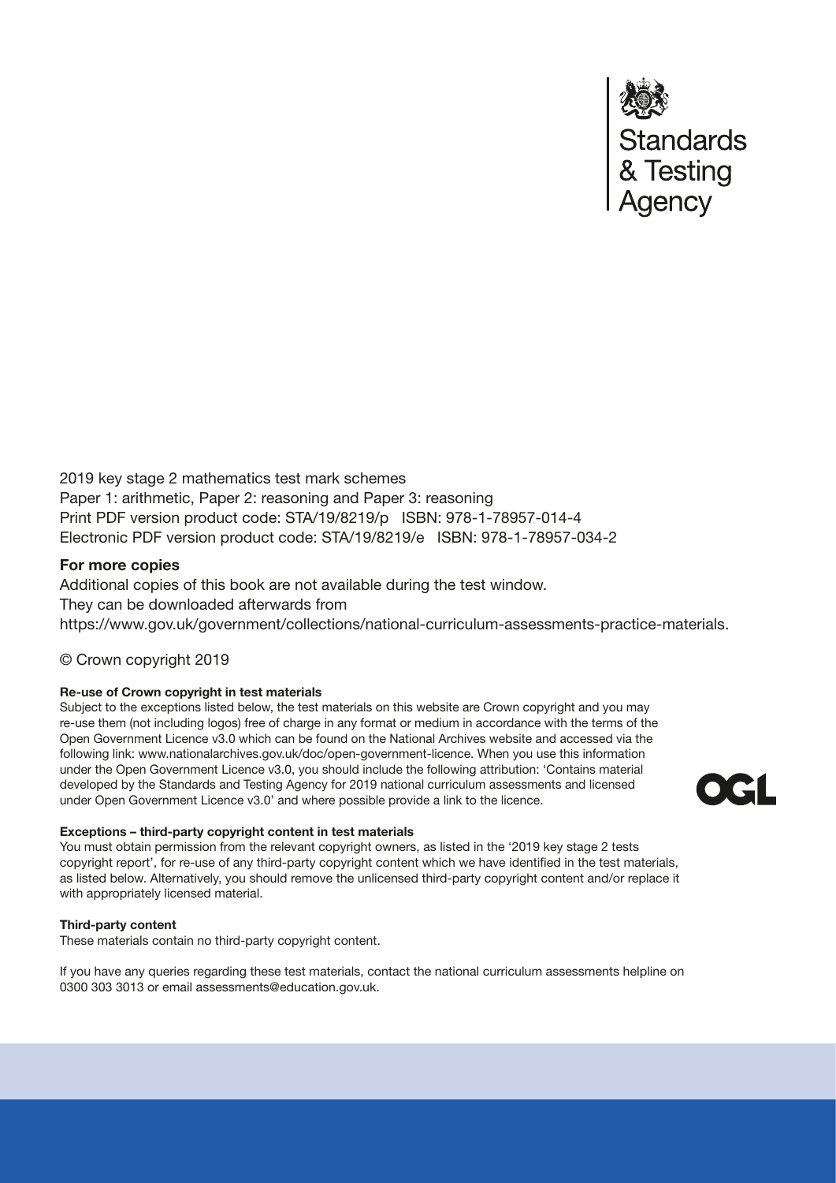Standards
& Testing
Agency

2019 key stage 2 mathematics test mark schemes
Paper 1: arithmetic, Paper 2: reasoning and Paper 3: reasoning
Print PDF version product code: STA/19/8219/p ISBN: 978-1-78957-014-4
Electronic PDF version product code: STA/19/8219/e ISBN: 978-1-78957-034-2

**For more copies**

Additional copies of this book are not available during the test window.
They can be downloaded afterwards from
https://www.gov.uk/government/collections/national-curriculum-assessments-practice-materials.

© Crown copyright 2019

**Re-use of Crown copyright in test materials**

Subject to the exceptions listed below, the test materials on this website are Crown copyright and you may re-use them (not including logos) free of charge in any format or medium in accordance with the terms of the Open Government Licence v3.0 which can be found on the National Archives website and accessed via the following link: www.nationalarchives.gov.uk/doc/open-government-licence. When you use this information under the Open Government Licence v3.0, you should include the following attribution: 'Contains material developed by the Standards and Testing Agency for 2019 national curriculum assessments and licensed under Open Government Licence v3.0' and where possible provide a link to the licence.

OGL

**Exceptions – third-party copyright content in test materials**

You must obtain permission from the relevant copyright owners, as listed in the '2019 key stage 2 tests copyright report', for re-use of any third-party copyright content which we have identified in the test materials, as listed below. Alternatively, you should remove the unlicensed third-party copyright content and/or replace it with appropriately licensed material.

**Third-party content**

These materials contain no third-party copyright content.

If you have any queries regarding these test materials, contact the national curriculum assessments helpline on 0300 303 3013 or email assessments@education.gov.uk.